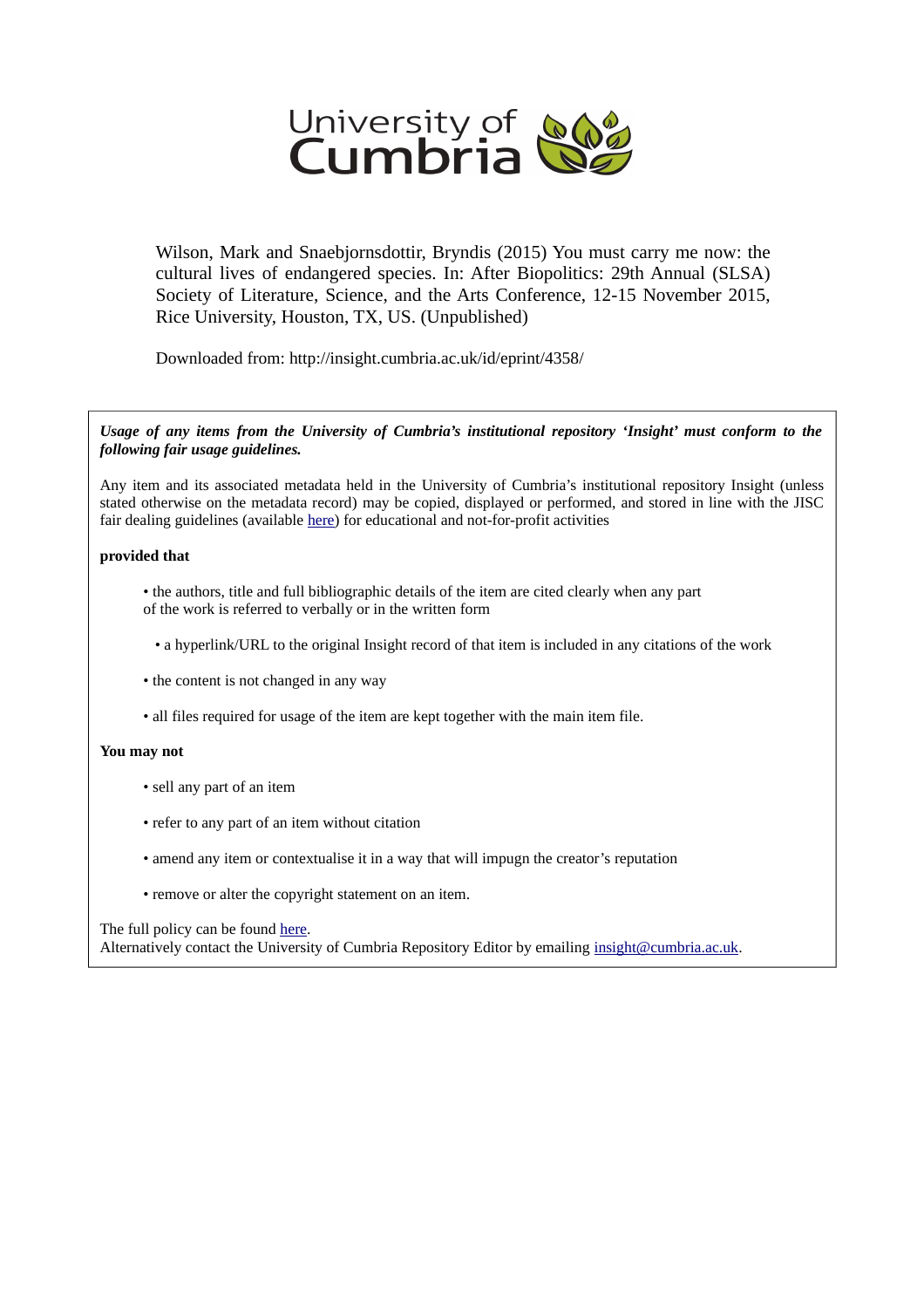University of Cumbria

Wilson, Mark and Snaebjornsdottir, Bryndis (2015) You must carry me now: the cultural lives of endangered species. In: After Biopolitics: 29th Annual (SLSA) Society of Literature, Science, and the Arts Conference, 12-15 November 2015, Rice University, Houston, TX, US. (Unpublished)

Downloaded from: http://insight.cumbria.ac.uk/id/eprint/4358/

***Usage of any items from the University of Cumbria's institutional repository 'Insight' must conform to the following fair usage guidelines.***

Any item and its associated metadata held in the University of Cumbria's institutional repository Insight (unless stated otherwise on the metadata record) may be copied, displayed or performed, and stored in line with the JISC fair dealing guidelines (available here) for educational and not-for-profit activities

**provided that**

- the authors, title and full bibliographic details of the item are cited clearly when any part of the work is referred to verbally or in the written form
- a hyperlink/URL to the original Insight record of that item is included in any citations of the work
- the content is not changed in any way
- all files required for usage of the item are kept together with the main item file.

**You may not**

- sell any part of an item
- refer to any part of an item without citation
- amend any item or contextualise it in a way that will impugn the creator's reputation
- remove or alter the copyright statement on an item.

The full policy can be found here.
Alternatively contact the University of Cumbria Repository Editor by emailing insight@cumbria.ac.uk.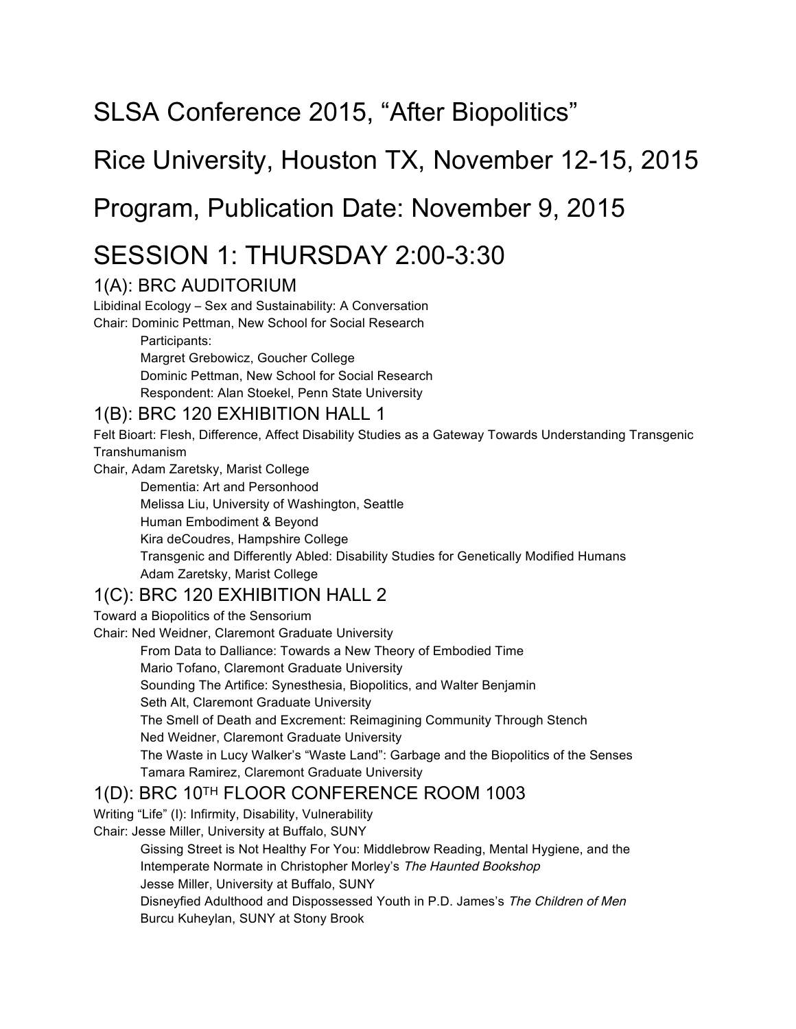# SLSA Conference 2015, "After Biopolitics"

# Rice University, Houston TX, November 12-15, 2015

# Program, Publication Date: November 9, 2015

# SESSION 1: THURSDAY 2:00-3:30

## 1(A): BRC AUDITORIUM

Libidinal Ecology – Sex and Sustainability: A Conversation
Chair: Dominic Pettman, New School for Social Research

Participants:
Margret Grebowicz, Goucher College
Dominic Pettman, New School for Social Research
Respondent: Alan Stoekel, Penn State University

## 1(B): BRC 120 EXHIBITION HALL 1

Felt Bioart: Flesh, Difference, Affect Disability Studies as a Gateway Towards Understanding Transgenic Transhumanism
Chair, Adam Zaretsky, Marist College

Dementia: Art and Personhood
Melissa Liu, University of Washington, Seattle
Human Embodiment & Beyond
Kira deCoudres, Hampshire College
Transgenic and Differently Abled: Disability Studies for Genetically Modified Humans
Adam Zaretsky, Marist College

## 1(C): BRC 120 EXHIBITION HALL 2

Toward a Biopolitics of the Sensorium
Chair: Ned Weidner, Claremont Graduate University

From Data to Dalliance: Towards a New Theory of Embodied Time
Mario Tofano, Claremont Graduate University
Sounding The Artifice: Synesthesia, Biopolitics, and Walter Benjamin
Seth Alt, Claremont Graduate University
The Smell of Death and Excrement: Reimagining Community Through Stench
Ned Weidner, Claremont Graduate University
The Waste in Lucy Walker's "Waste Land": Garbage and the Biopolitics of the Senses
Tamara Ramirez, Claremont Graduate University

## 1(D): BRC 10TH FLOOR CONFERENCE ROOM 1003

Writing "Life" (I): Infirmity, Disability, Vulnerability
Chair: Jesse Miller, University at Buffalo, SUNY

Gissing Street is Not Healthy For You: Middlebrow Reading, Mental Hygiene, and the Intemperate Normate in Christopher Morley's *The Haunted Bookshop*
Jesse Miller, University at Buffalo, SUNY
Disneyfied Adulthood and Dispossessed Youth in P.D. James's *The Children of Men*
Burcu Kuheylan, SUNY at Stony Brook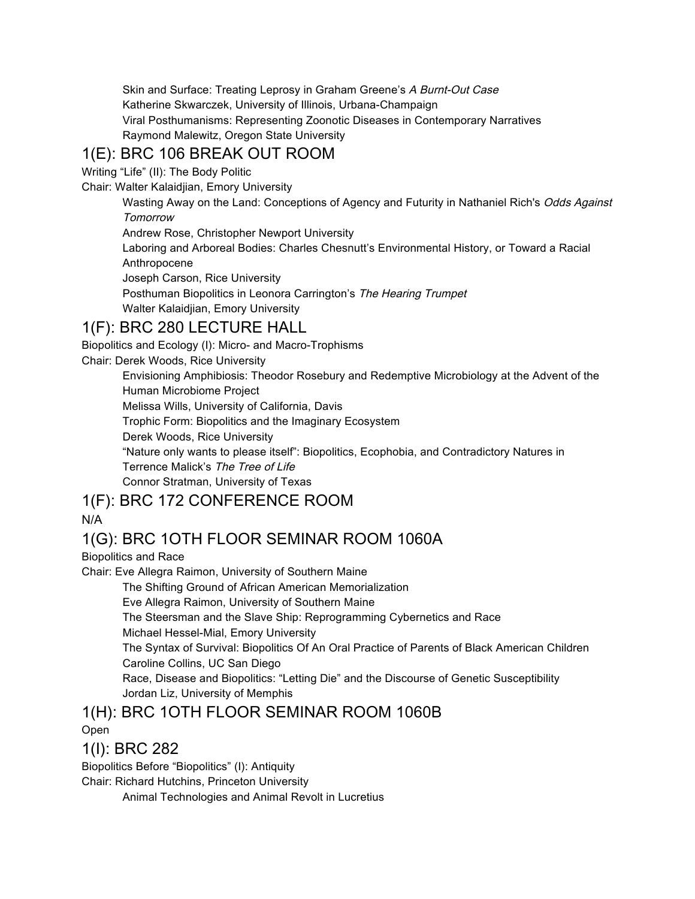Skin and Surface: Treating Leprosy in Graham Greene's *A Burnt-Out Case*
Katherine Skwarczek, University of Illinois, Urbana-Champaign
Viral Posthumanisms: Representing Zoonotic Diseases in Contemporary Narratives
Raymond Malewitz, Oregon State University

## 1(E): BRC 106 BREAK OUT ROOM

Writing "Life" (II): The Body Politic
Chair: Walter Kalaidjian, Emory University

Wasting Away on the Land: Conceptions of Agency and Futurity in Nathaniel Rich's *Odds Against Tomorrow*
Andrew Rose, Christopher Newport University
Laboring and Arboreal Bodies: Charles Chesnutt's Environmental History, or Toward a Racial Anthropocene
Joseph Carson, Rice University
Posthuman Biopolitics in Leonora Carrington's *The Hearing Trumpet*
Walter Kalaidjian, Emory University

## 1(F): BRC 280 LECTURE HALL

Biopolitics and Ecology (I): Micro- and Macro-Trophisms
Chair: Derek Woods, Rice University

Envisioning Amphibiosis: Theodor Rosebury and Redemptive Microbiology at the Advent of the Human Microbiome Project
Melissa Wills, University of California, Davis
Trophic Form: Biopolitics and the Imaginary Ecosystem
Derek Woods, Rice University
"Nature only wants to please itself": Biopolitics, Ecophobia, and Contradictory Natures in Terrence Malick's *The Tree of Life*
Connor Stratman, University of Texas

## 1(F): BRC 172 CONFERENCE ROOM

N/A

## 1(G): BRC 1OTH FLOOR SEMINAR ROOM 1060A

Biopolitics and Race
Chair: Eve Allegra Raimon, University of Southern Maine

The Shifting Ground of African American Memorialization
Eve Allegra Raimon, University of Southern Maine
The Steersman and the Slave Ship: Reprogramming Cybernetics and Race
Michael Hessel-Mial, Emory University
The Syntax of Survival: Biopolitics Of An Oral Practice of Parents of Black American Children
Caroline Collins, UC San Diego
Race, Disease and Biopolitics: "Letting Die" and the Discourse of Genetic Susceptibility
Jordan Liz, University of Memphis

## 1(H): BRC 1OTH FLOOR SEMINAR ROOM 1060B

Open

## 1(I): BRC 282

Biopolitics Before "Biopolitics" (I): Antiquity
Chair: Richard Hutchins, Princeton University

Animal Technologies and Animal Revolt in Lucretius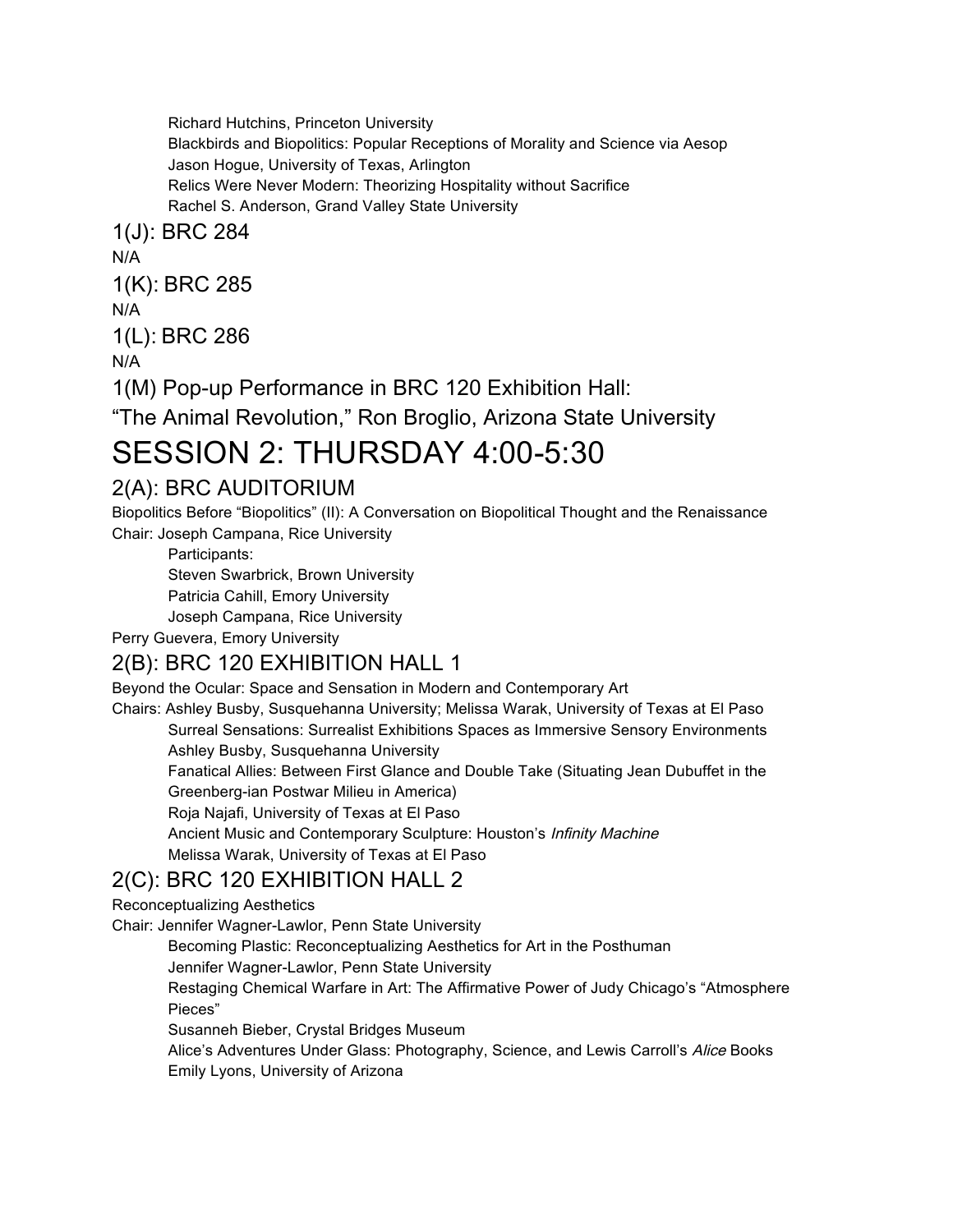Richard Hutchins, Princeton University
Blackbirds and Biopolitics: Popular Receptions of Morality and Science via Aesop
Jason Hogue, University of Texas, Arlington
Relics Were Never Modern: Theorizing Hospitality without Sacrifice
Rachel S. Anderson, Grand Valley State University

## 1(J): BRC 284

N/A

## 1(K): BRC 285

N/A

## 1(L): BRC 286

N/A

## 1(M) Pop-up Performance in BRC 120 Exhibition Hall:

## "The Animal Revolution," Ron Broglio, Arizona State University

# SESSION 2: THURSDAY 4:00-5:30

## 2(A): BRC AUDITORIUM

Biopolitics Before "Biopolitics" (II): A Conversation on Biopolitical Thought and the Renaissance
Chair: Joseph Campana, Rice University

Participants:
Steven Swarbrick, Brown University
Patricia Cahill, Emory University
Joseph Campana, Rice University

Perry Guevera, Emory University

## 2(B): BRC 120 EXHIBITION HALL 1

Beyond the Ocular: Space and Sensation in Modern and Contemporary Art
Chairs: Ashley Busby, Susquehanna University; Melissa Warak, University of Texas at El Paso

Surreal Sensations: Surrealist Exhibitions Spaces as Immersive Sensory Environments
Ashley Busby, Susquehanna University
Fanatical Allies: Between First Glance and Double Take (Situating Jean Dubuffet in the Greenberg-ian Postwar Milieu in America)
Roja Najafi, University of Texas at El Paso
Ancient Music and Contemporary Sculpture: Houston's *Infinity Machine*
Melissa Warak, University of Texas at El Paso

## 2(C): BRC 120 EXHIBITION HALL 2

Reconceptualizing Aesthetics
Chair: Jennifer Wagner-Lawlor, Penn State University

Becoming Plastic: Reconceptualizing Aesthetics for Art in the Posthuman
Jennifer Wagner-Lawlor, Penn State University
Restaging Chemical Warfare in Art: The Affirmative Power of Judy Chicago's "Atmosphere Pieces"
Susanneh Bieber, Crystal Bridges Museum
Alice's Adventures Under Glass: Photography, Science, and Lewis Carroll's *Alice* Books
Emily Lyons, University of Arizona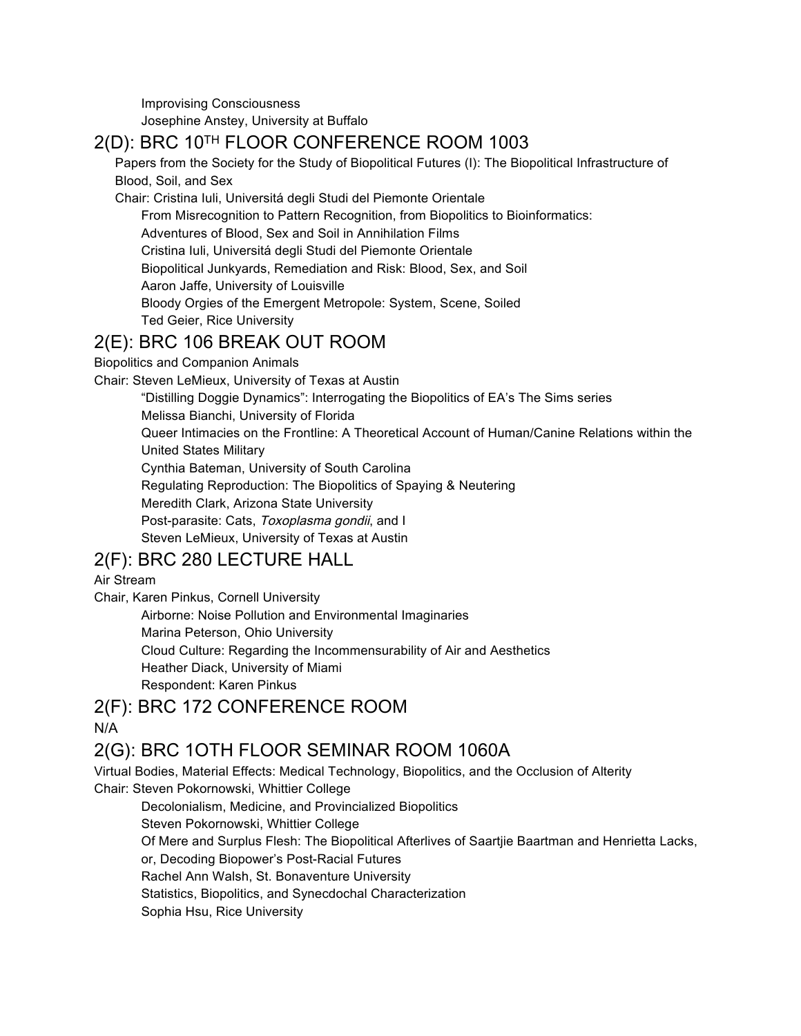Improvising Consciousness
Josephine Anstey, University at Buffalo

## 2(D): BRC 10TH FLOOR CONFERENCE ROOM 1003

Papers from the Society for the Study of Biopolitical Futures (I): The Biopolitical Infrastructure of Blood, Soil, and Sex

Chair: Cristina Iuli, Universitá degli Studi del Piemonte Orientale

From Misrecognition to Pattern Recognition, from Biopolitics to Bioinformatics: Adventures of Blood, Sex and Soil in Annihilation Films
Cristina Iuli, Universitá degli Studi del Piemonte Orientale

Biopolitical Junkyards, Remediation and Risk: Blood, Sex, and Soil
Aaron Jaffe, University of Louisville

Bloody Orgies of the Emergent Metropole: System, Scene, Soiled
Ted Geier, Rice University

## 2(E): BRC 106 BREAK OUT ROOM

Biopolitics and Companion Animals

Chair: Steven LeMieux, University of Texas at Austin

"Distilling Doggie Dynamics": Interrogating the Biopolitics of EA's The Sims series
Melissa Bianchi, University of Florida

Queer Intimacies on the Frontline: A Theoretical Account of Human/Canine Relations within the United States Military
Cynthia Bateman, University of South Carolina

Regulating Reproduction: The Biopolitics of Spaying & Neutering
Meredith Clark, Arizona State University

Post-parasite: Cats, *Toxoplasma gondii*, and I
Steven LeMieux, University of Texas at Austin

## 2(F): BRC 280 LECTURE HALL

Air Stream

Chair, Karen Pinkus, Cornell University

Airborne: Noise Pollution and Environmental Imaginaries
Marina Peterson, Ohio University

Cloud Culture: Regarding the Incommensurability of Air and Aesthetics
Heather Diack, University of Miami

Respondent: Karen Pinkus

## 2(F): BRC 172 CONFERENCE ROOM

N/A

## 2(G): BRC 1OTH FLOOR SEMINAR ROOM 1060A

Virtual Bodies, Material Effects: Medical Technology, Biopolitics, and the Occlusion of Alterity

Chair: Steven Pokornowski, Whittier College

Decolonialism, Medicine, and Provincialized Biopolitics
Steven Pokornowski, Whittier College

Of Mere and Surplus Flesh: The Biopolitical Afterlives of Saartjie Baartman and Henrietta Lacks, or, Decoding Biopower's Post-Racial Futures
Rachel Ann Walsh, St. Bonaventure University

Statistics, Biopolitics, and Synecdochal Characterization
Sophia Hsu, Rice University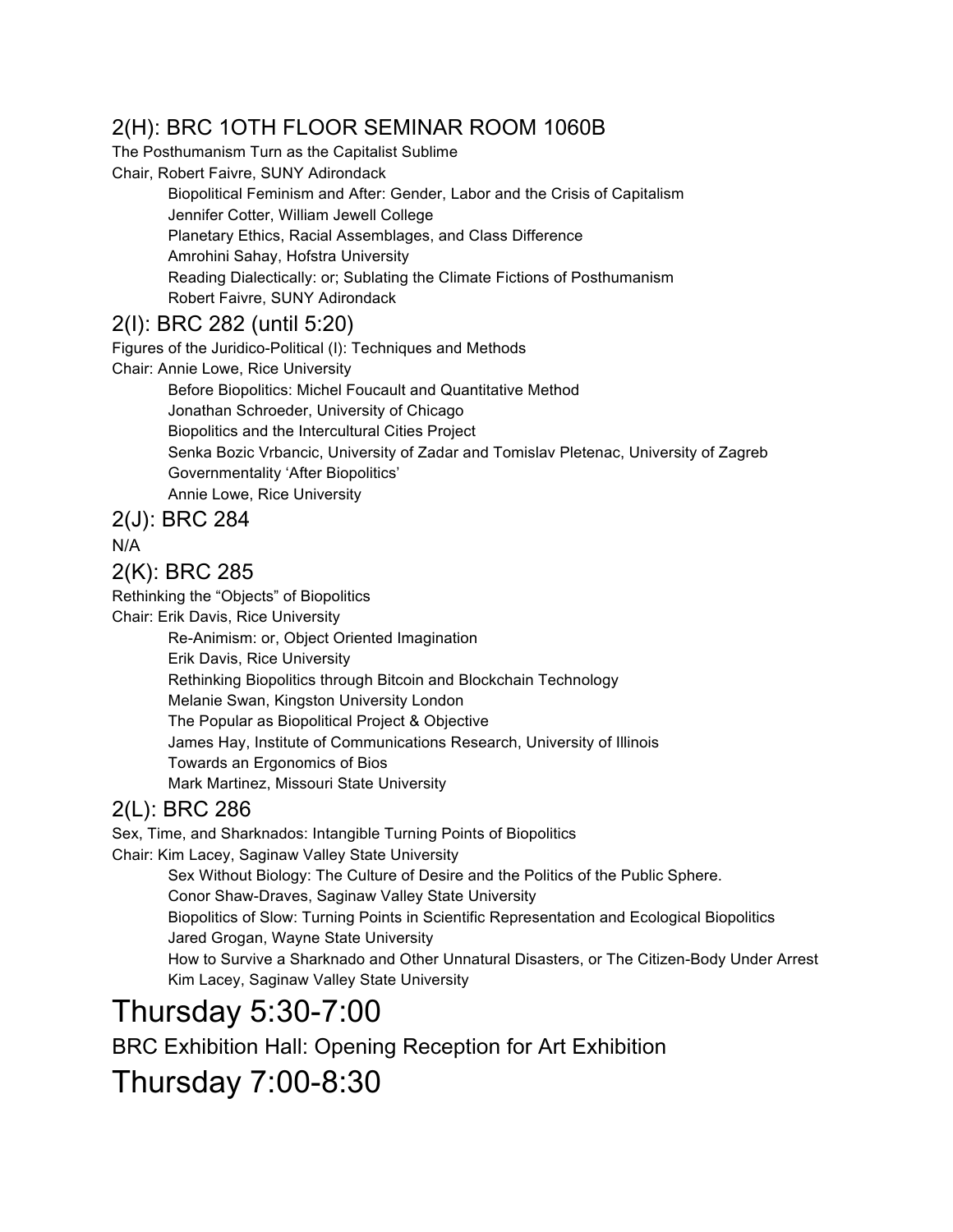## 2(H): BRC 1OTH FLOOR SEMINAR ROOM 1060B

The Posthumanism Turn as the Capitalist Sublime

Chair, Robert Faivre, SUNY Adirondack

Biopolitical Feminism and After: Gender, Labor and the Crisis of Capitalism
Jennifer Cotter, William Jewell College
Planetary Ethics, Racial Assemblages, and Class Difference
Amrohini Sahay, Hofstra University
Reading Dialectically: or; Sublating the Climate Fictions of Posthumanism
Robert Faivre, SUNY Adirondack

## 2(I): BRC 282 (until 5:20)

Figures of the Juridico-Political (I): Techniques and Methods

Chair: Annie Lowe, Rice University

Before Biopolitics: Michel Foucault and Quantitative Method
Jonathan Schroeder, University of Chicago
Biopolitics and the Intercultural Cities Project
Senka Bozic Vrbancic, University of Zadar and Tomislav Pletenac, University of Zagreb
Governmentality 'After Biopolitics'
Annie Lowe, Rice University

## 2(J): BRC 284

N/A

## 2(K): BRC 285

Rethinking the "Objects" of Biopolitics

Chair: Erik Davis, Rice University

Re-Animism: or, Object Oriented Imagination
Erik Davis, Rice University
Rethinking Biopolitics through Bitcoin and Blockchain Technology
Melanie Swan, Kingston University London
The Popular as Biopolitical Project & Objective
James Hay, Institute of Communications Research, University of Illinois
Towards an Ergonomics of Bios
Mark Martinez, Missouri State University

## 2(L): BRC 286

Sex, Time, and Sharknados: Intangible Turning Points of Biopolitics

Chair: Kim Lacey, Saginaw Valley State University

Sex Without Biology: The Culture of Desire and the Politics of the Public Sphere.
Conor Shaw-Draves, Saginaw Valley State University
Biopolitics of Slow: Turning Points in Scientific Representation and Ecological Biopolitics
Jared Grogan, Wayne State University
How to Survive a Sharknado and Other Unnatural Disasters, or The Citizen-Body Under Arrest
Kim Lacey, Saginaw Valley State University

# Thursday 5:30-7:00

BRC Exhibition Hall: Opening Reception for Art Exhibition

# Thursday 7:00-8:30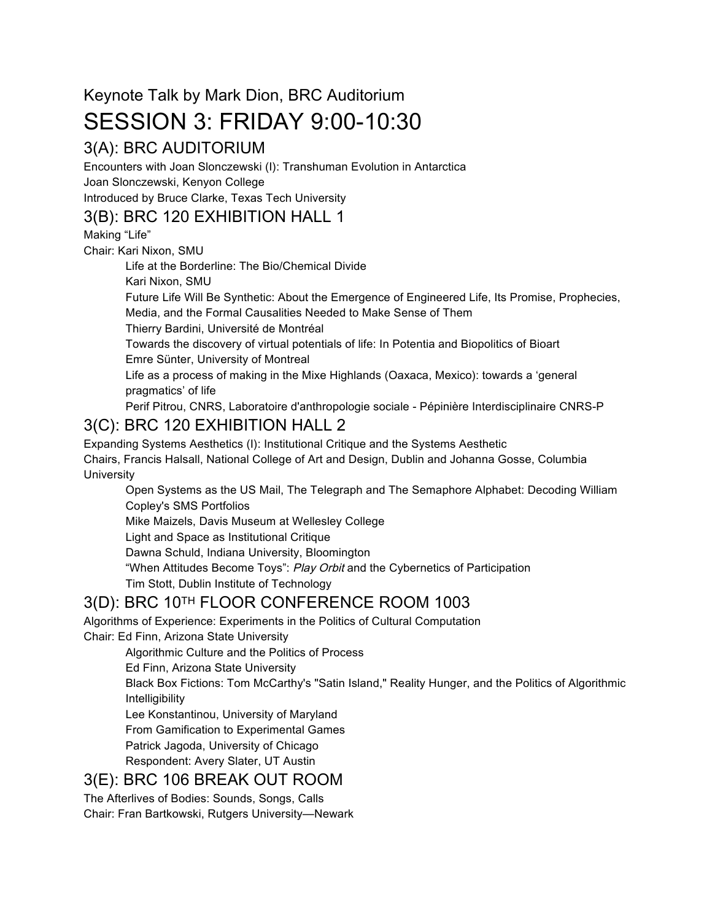### Keynote Talk by Mark Dion, BRC Auditorium

# SESSION 3: FRIDAY 9:00-10:30

## 3(A): BRC AUDITORIUM

Encounters with Joan Slonczewski (I): Transhuman Evolution in Antarctica
Joan Slonczewski, Kenyon College
Introduced by Bruce Clarke, Texas Tech University

## 3(B): BRC 120 EXHIBITION HALL 1

Making "Life"
Chair: Kari Nixon, SMU

> Life at the Borderline: The Bio/Chemical Divide
> Kari Nixon, SMU
> Future Life Will Be Synthetic: About the Emergence of Engineered Life, Its Promise, Prophecies, Media, and the Formal Causalities Needed to Make Sense of Them
> Thierry Bardini, Université de Montréal
> Towards the discovery of virtual potentials of life: In Potentia and Biopolitics of Bioart
> Emre Sünter, University of Montreal
> Life as a process of making in the Mixe Highlands (Oaxaca, Mexico): towards a 'general pragmatics' of life
> Perif Pitrou, CNRS, Laboratoire d'anthropologie sociale - Pépinière Interdisciplinaire CNRS-P

## 3(C): BRC 120 EXHIBITION HALL 2

Expanding Systems Aesthetics (I): Institutional Critique and the Systems Aesthetic
Chairs, Francis Halsall, National College of Art and Design, Dublin and Johanna Gosse, Columbia University

> Open Systems as the US Mail, The Telegraph and The Semaphore Alphabet: Decoding William Copley's SMS Portfolios
> Mike Maizels, Davis Museum at Wellesley College
> Light and Space as Institutional Critique
> Dawna Schuld, Indiana University, Bloomington
> "When Attitudes Become Toys": *Play Orbit* and the Cybernetics of Participation
> Tim Stott, Dublin Institute of Technology

## 3(D): BRC 10TH FLOOR CONFERENCE ROOM 1003

Algorithms of Experience: Experiments in the Politics of Cultural Computation
Chair: Ed Finn, Arizona State University

> Algorithmic Culture and the Politics of Process
> Ed Finn, Arizona State University
> Black Box Fictions: Tom McCarthy's "Satin Island," Reality Hunger, and the Politics of Algorithmic Intelligibility
> Lee Konstantinou, University of Maryland
> From Gamification to Experimental Games
> Patrick Jagoda, University of Chicago
> Respondent: Avery Slater, UT Austin

## 3(E): BRC 106 BREAK OUT ROOM

The Afterlives of Bodies: Sounds, Songs, Calls
Chair: Fran Bartkowski, Rutgers University—Newark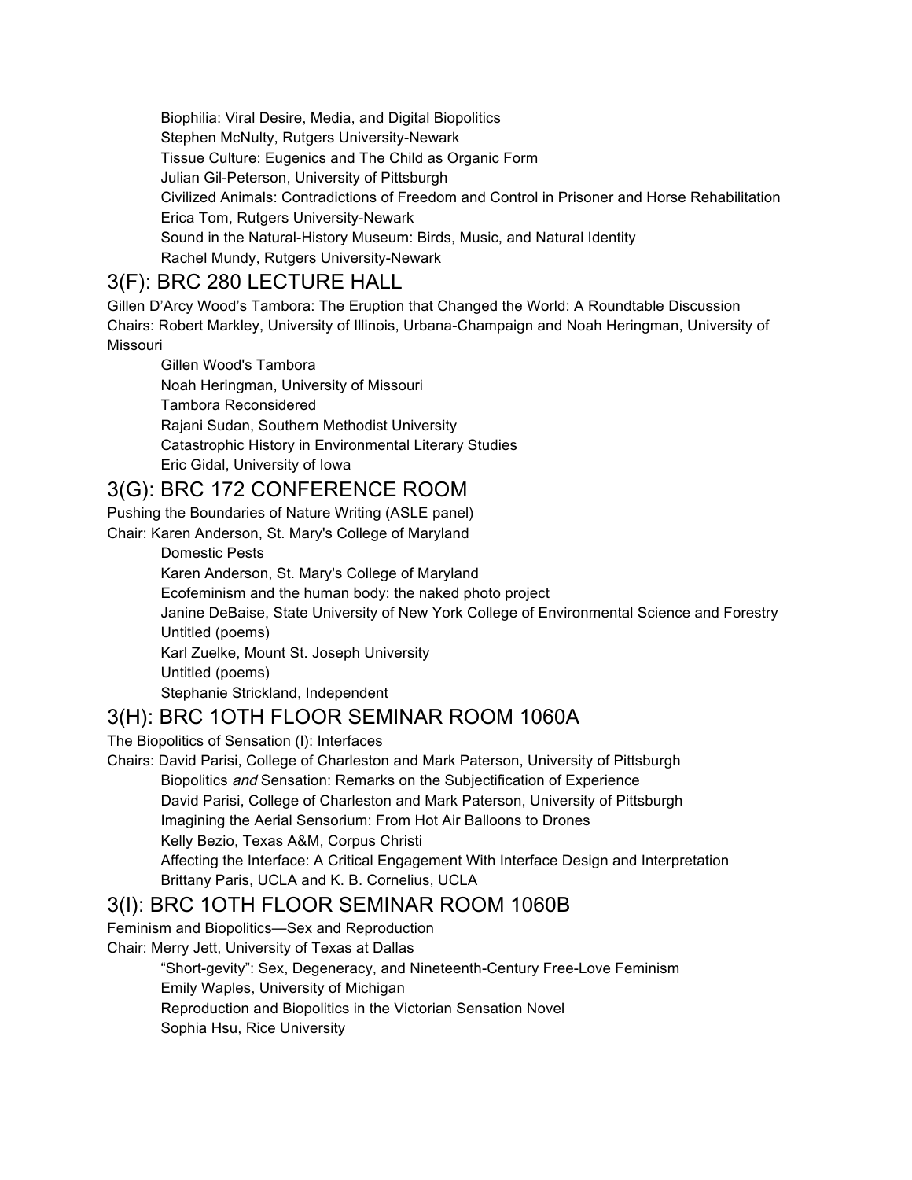Biophilia: Viral Desire, Media, and Digital Biopolitics
Stephen McNulty, Rutgers University-Newark
Tissue Culture: Eugenics and The Child as Organic Form
Julian Gil-Peterson, University of Pittsburgh
Civilized Animals: Contradictions of Freedom and Control in Prisoner and Horse Rehabilitation
Erica Tom, Rutgers University-Newark
Sound in the Natural-History Museum: Birds, Music, and Natural Identity
Rachel Mundy, Rutgers University-Newark

## 3(F): BRC 280 LECTURE HALL

Gillen D'Arcy Wood's Tambora: The Eruption that Changed the World: A Roundtable Discussion
Chairs: Robert Markley, University of Illinois, Urbana-Champaign and Noah Heringman, University of Missouri

Gillen Wood's Tambora
Noah Heringman, University of Missouri
Tambora Reconsidered
Rajani Sudan, Southern Methodist University
Catastrophic History in Environmental Literary Studies
Eric Gidal, University of Iowa

## 3(G): BRC 172 CONFERENCE ROOM

Pushing the Boundaries of Nature Writing (ASLE panel)
Chair: Karen Anderson, St. Mary's College of Maryland

Domestic Pests
Karen Anderson, St. Mary's College of Maryland
Ecofeminism and the human body: the naked photo project
Janine DeBaise, State University of New York College of Environmental Science and Forestry
Untitled (poems)
Karl Zuelke, Mount St. Joseph University
Untitled (poems)
Stephanie Strickland, Independent

## 3(H): BRC 1OTH FLOOR SEMINAR ROOM 1060A

The Biopolitics of Sensation (I): Interfaces
Chairs: David Parisi, College of Charleston and Mark Paterson, University of Pittsburgh

Biopolitics *and* Sensation: Remarks on the Subjectification of Experience
David Parisi, College of Charleston and Mark Paterson, University of Pittsburgh
Imagining the Aerial Sensorium: From Hot Air Balloons to Drones
Kelly Bezio, Texas A&M, Corpus Christi
Affecting the Interface: A Critical Engagement With Interface Design and Interpretation
Brittany Paris, UCLA and K. B. Cornelius, UCLA

## 3(I): BRC 1OTH FLOOR SEMINAR ROOM 1060B

Feminism and Biopolitics—Sex and Reproduction
Chair: Merry Jett, University of Texas at Dallas

"Short-gevity": Sex, Degeneracy, and Nineteenth-Century Free-Love Feminism
Emily Waples, University of Michigan
Reproduction and Biopolitics in the Victorian Sensation Novel
Sophia Hsu, Rice University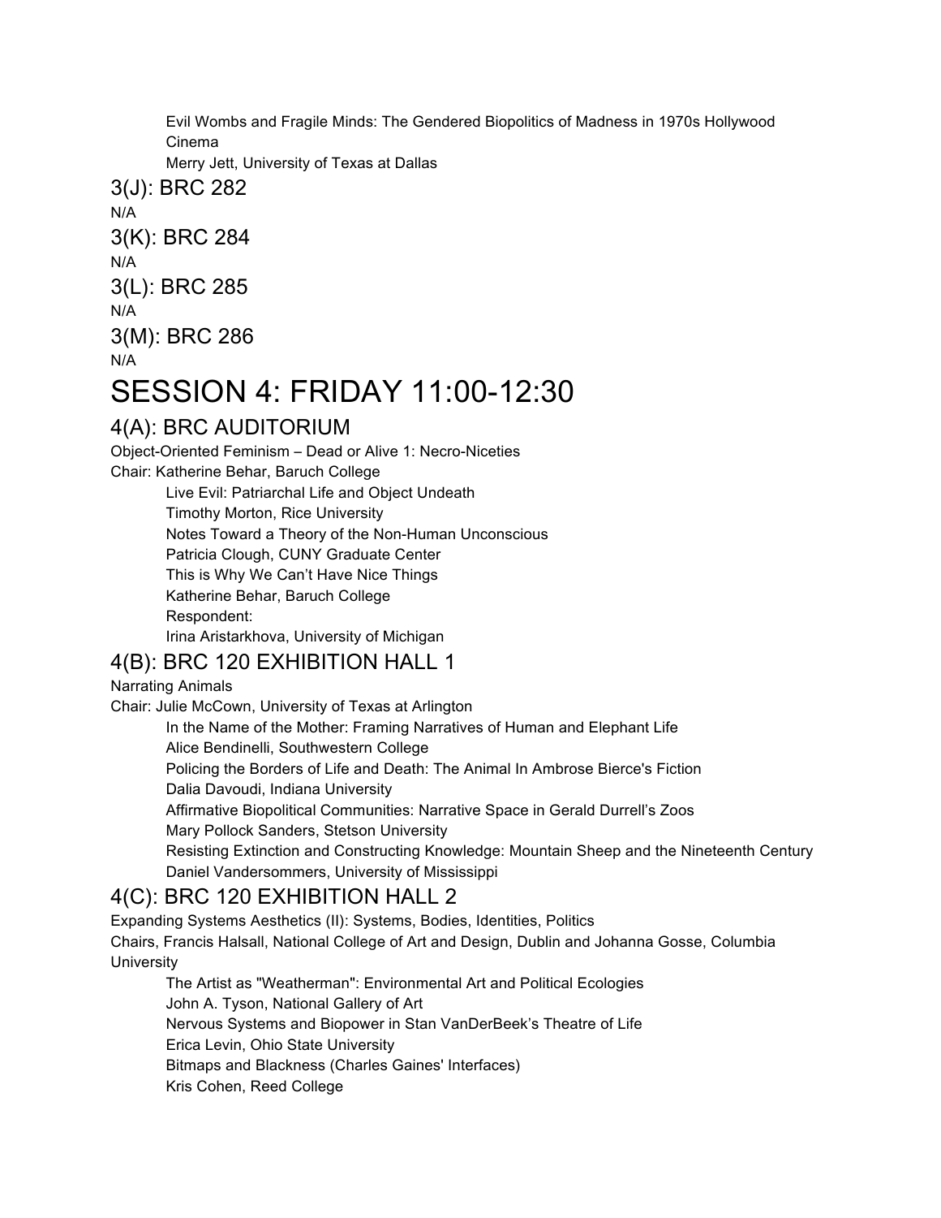Evil Wombs and Fragile Minds: The Gendered Biopolitics of Madness in 1970s Hollywood Cinema
Merry Jett, University of Texas at Dallas

## 3(J): BRC 282

N/A

## 3(K): BRC 284

N/A

## 3(L): BRC 285

N/A

## 3(M): BRC 286

N/A

# SESSION 4: FRIDAY 11:00-12:30

## 4(A): BRC AUDITORIUM

Object-Oriented Feminism – Dead or Alive 1: Necro-Niceties
Chair: Katherine Behar, Baruch College

Live Evil: Patriarchal Life and Object Undeath
Timothy Morton, Rice University
Notes Toward a Theory of the Non-Human Unconscious
Patricia Clough, CUNY Graduate Center
This is Why We Can't Have Nice Things
Katherine Behar, Baruch College
Respondent:
Irina Aristarkhova, University of Michigan

## 4(B): BRC 120 EXHIBITION HALL 1

Narrating Animals
Chair: Julie McCown, University of Texas at Arlington

In the Name of the Mother: Framing Narratives of Human and Elephant Life
Alice Bendinelli, Southwestern College
Policing the Borders of Life and Death: The Animal In Ambrose Bierce's Fiction
Dalia Davoudi, Indiana University
Affirmative Biopolitical Communities: Narrative Space in Gerald Durrell's Zoos
Mary Pollock Sanders, Stetson University
Resisting Extinction and Constructing Knowledge: Mountain Sheep and the Nineteenth Century
Daniel Vandersommers, University of Mississippi

## 4(C): BRC 120 EXHIBITION HALL 2

Expanding Systems Aesthetics (II): Systems, Bodies, Identities, Politics
Chairs, Francis Halsall, National College of Art and Design, Dublin and Johanna Gosse, Columbia University

The Artist as "Weatherman": Environmental Art and Political Ecologies
John A. Tyson, National Gallery of Art
Nervous Systems and Biopower in Stan VanDerBeek's Theatre of Life
Erica Levin, Ohio State University
Bitmaps and Blackness (Charles Gaines' Interfaces)
Kris Cohen, Reed College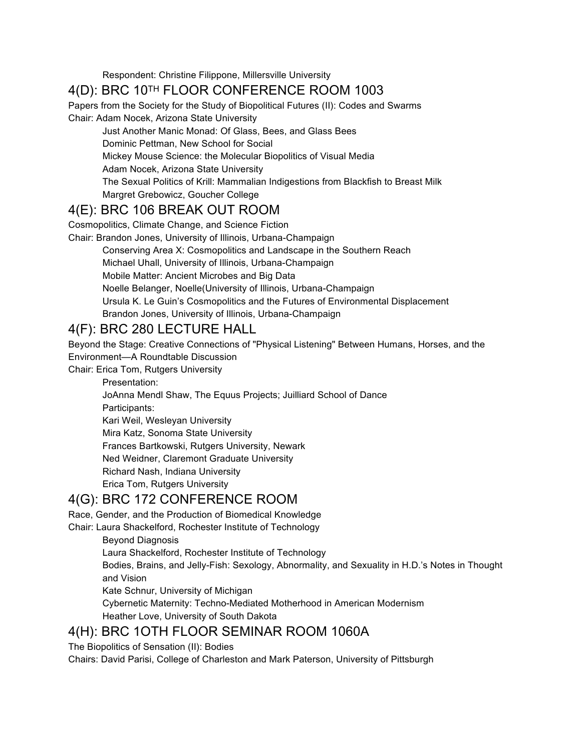Respondent: Christine Filippone, Millersville University

## 4(D): BRC 10TH FLOOR CONFERENCE ROOM 1003

Papers from the Society for the Study of Biopolitical Futures (II): Codes and Swarms

Chair: Adam Nocek, Arizona State University

Just Another Manic Monad: Of Glass, Bees, and Glass Bees
Dominic Pettman, New School for Social
Mickey Mouse Science: the Molecular Biopolitics of Visual Media
Adam Nocek, Arizona State University
The Sexual Politics of Krill: Mammalian Indigestions from Blackfish to Breast Milk
Margret Grebowicz, Goucher College

## 4(E): BRC 106 BREAK OUT ROOM

Cosmopolitics, Climate Change, and Science Fiction

Chair: Brandon Jones, University of Illinois, Urbana-Champaign

Conserving Area X: Cosmopolitics and Landscape in the Southern Reach
Michael Uhall, University of Illinois, Urbana-Champaign
Mobile Matter: Ancient Microbes and Big Data
Noelle Belanger, Noelle(University of Illinois, Urbana-Champaign
Ursula K. Le Guin's Cosmopolitics and the Futures of Environmental Displacement
Brandon Jones, University of Illinois, Urbana-Champaign

## 4(F): BRC 280 LECTURE HALL

Beyond the Stage: Creative Connections of "Physical Listening" Between Humans, Horses, and the Environment—A Roundtable Discussion

Chair: Erica Tom, Rutgers University

Presentation:
JoAnna Mendl Shaw, The Equus Projects; Juilliard School of Dance
Participants:
Kari Weil, Wesleyan University
Mira Katz, Sonoma State University
Frances Bartkowski, Rutgers University, Newark
Ned Weidner, Claremont Graduate University
Richard Nash, Indiana University
Erica Tom, Rutgers University

## 4(G): BRC 172 CONFERENCE ROOM

Race, Gender, and the Production of Biomedical Knowledge

Chair: Laura Shackelford, Rochester Institute of Technology

Beyond Diagnosis
Laura Shackelford, Rochester Institute of Technology
Bodies, Brains, and Jelly-Fish: Sexology, Abnormality, and Sexuality in H.D.'s Notes in Thought and Vision
Kate Schnur, University of Michigan
Cybernetic Maternity: Techno-Mediated Motherhood in American Modernism
Heather Love, University of South Dakota

## 4(H): BRC 1OTH FLOOR SEMINAR ROOM 1060A

The Biopolitics of Sensation (II): Bodies

Chairs: David Parisi, College of Charleston and Mark Paterson, University of Pittsburgh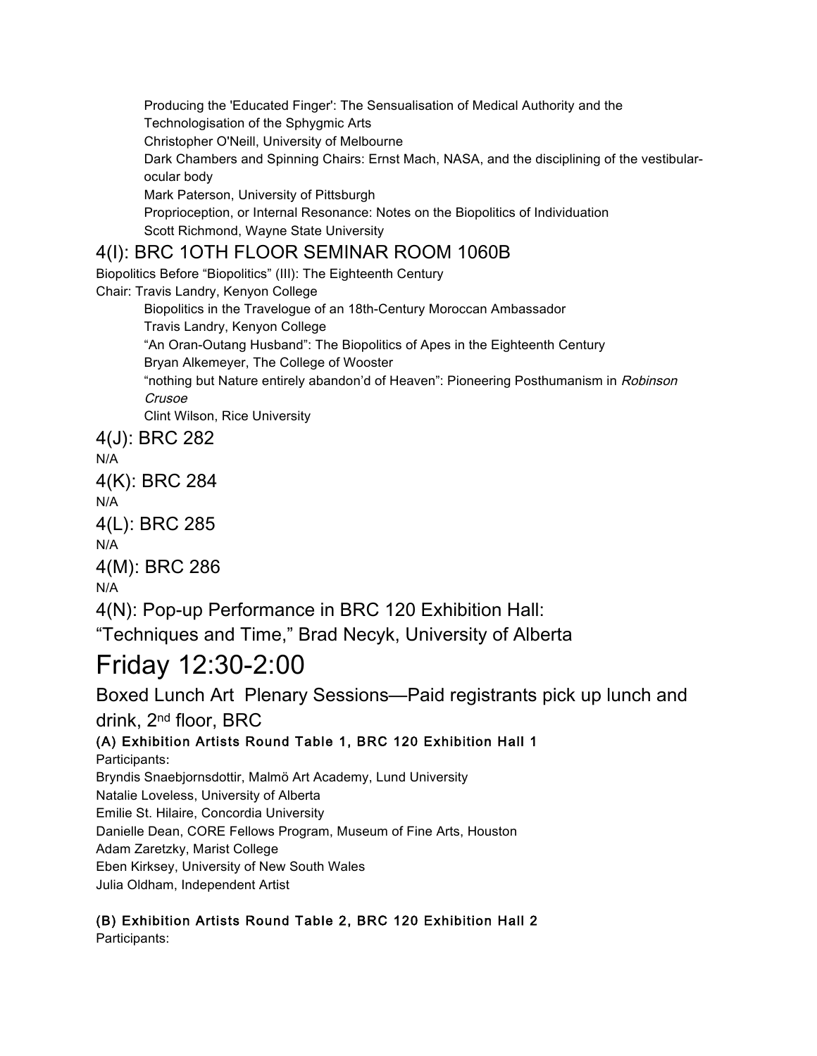Producing the 'Educated Finger': The Sensualisation of Medical Authority and the Technologisation of the Sphygmic Arts
Christopher O'Neill, University of Melbourne
Dark Chambers and Spinning Chairs: Ernst Mach, NASA, and the disciplining of the vestibular-ocular body
Mark Paterson, University of Pittsburgh
Proprioception, or Internal Resonance: Notes on the Biopolitics of Individuation
Scott Richmond, Wayne State University

## 4(I): BRC 1OTH FLOOR SEMINAR ROOM 1060B

Biopolitics Before "Biopolitics" (III): The Eighteenth Century
Chair: Travis Landry, Kenyon College

Biopolitics in the Travelogue of an 18th-Century Moroccan Ambassador
Travis Landry, Kenyon College
"An Oran-Outang Husband": The Biopolitics of Apes in the Eighteenth Century
Bryan Alkemeyer, The College of Wooster
"nothing but Nature entirely abandon'd of Heaven": Pioneering Posthumanism in *Robinson Crusoe*
Clint Wilson, Rice University

## 4(J): BRC 282

N/A

## 4(K): BRC 284

N/A

## 4(L): BRC 285

N/A

## 4(M): BRC 286

N/A

## 4(N): Pop-up Performance in BRC 120 Exhibition Hall: "Techniques and Time," Brad Necyk, University of Alberta

# Friday 12:30-2:00

## Boxed Lunch Art Plenary Sessions—Paid registrants pick up lunch and drink, 2nd floor, BRC

**(A) Exhibition Artists Round Table 1, BRC 120 Exhibition Hall 1**

Participants:
Bryndis Snaebjornsdottir, Malmö Art Academy, Lund University
Natalie Loveless, University of Alberta
Emilie St. Hilaire, Concordia University
Danielle Dean, CORE Fellows Program, Museum of Fine Arts, Houston
Adam Zaretzky, Marist College
Eben Kirksey, University of New South Wales
Julia Oldham, Independent Artist

**(B) Exhibition Artists Round Table 2, BRC 120 Exhibition Hall 2**

Participants: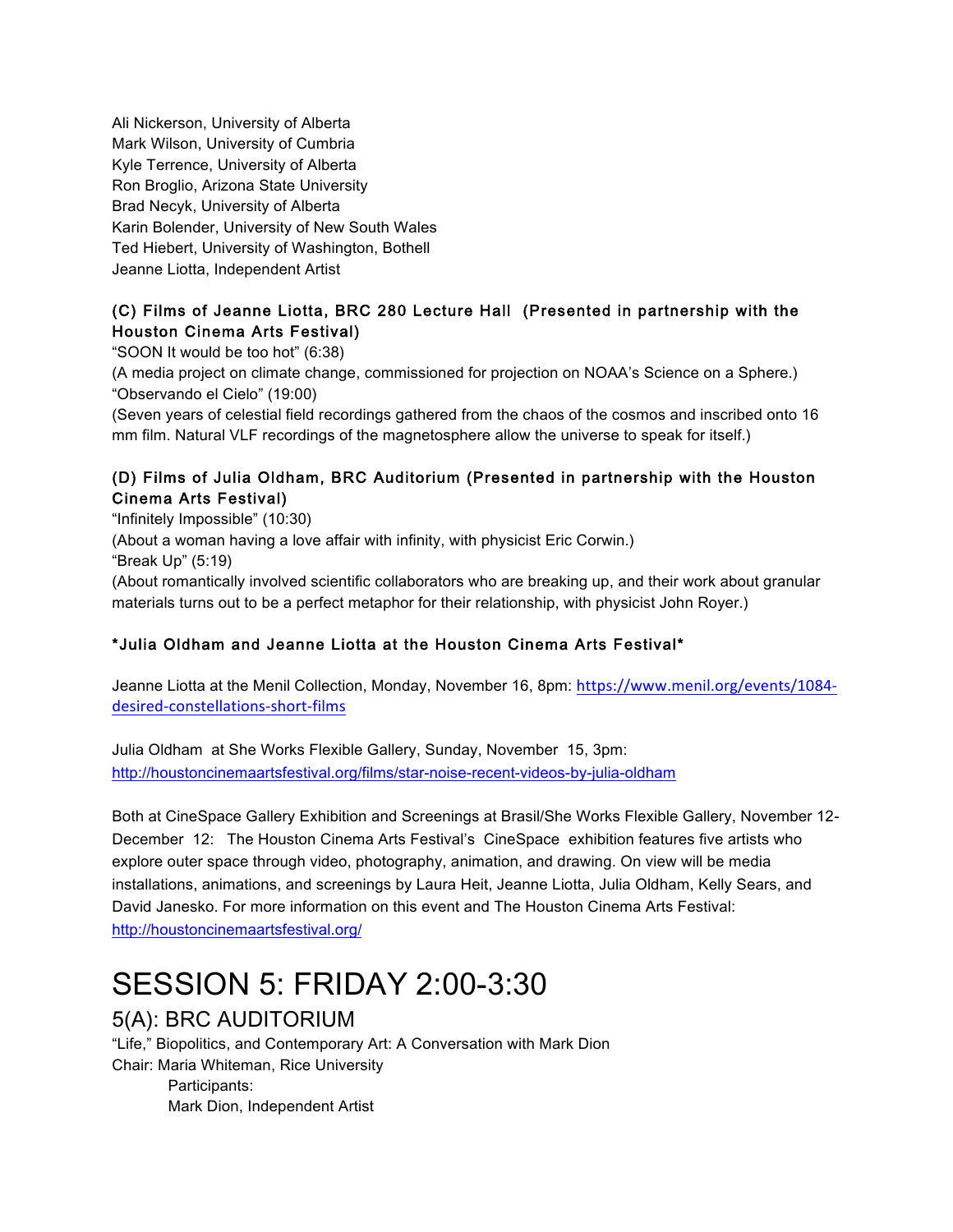Ali Nickerson, University of Alberta
Mark Wilson, University of Cumbria
Kyle Terrence, University of Alberta
Ron Broglio, Arizona State University
Brad Necyk, University of Alberta
Karin Bolender, University of New South Wales
Ted Hiebert, University of Washington, Bothell
Jeanne Liotta, Independent Artist

**(C) Films of Jeanne Liotta, BRC 280 Lecture Hall (Presented in partnership with the Houston Cinema Arts Festival)**

"SOON It would be too hot" (6:38)
(A media project on climate change, commissioned for projection on NOAA's Science on a Sphere.)
"Observando el Cielo" (19:00)
(Seven years of celestial field recordings gathered from the chaos of the cosmos and inscribed onto 16 mm film. Natural VLF recordings of the magnetosphere allow the universe to speak for itself.)

**(D) Films of Julia Oldham, BRC Auditorium (Presented in partnership with the Houston Cinema Arts Festival)**

"Infinitely Impossible" (10:30)
(About a woman having a love affair with infinity, with physicist Eric Corwin.)
"Break Up" (5:19)
(About romantically involved scientific collaborators who are breaking up, and their work about granular materials turns out to be a perfect metaphor for their relationship, with physicist John Royer.)

**\*Julia Oldham and Jeanne Liotta at the Houston Cinema Arts Festival\***

Jeanne Liotta at the Menil Collection, Monday, November 16, 8pm: https://www.menil.org/events/1084-desired-constellations-short-films

Julia Oldham at She Works Flexible Gallery, Sunday, November 15, 3pm: http://houstoncinemaartsfestival.org/films/star-noise-recent-videos-by-julia-oldham

Both at CineSpace Gallery Exhibition and Screenings at Brasil/She Works Flexible Gallery, November 12-December 12: The Houston Cinema Arts Festival's CineSpace exhibition features five artists who explore outer space through video, photography, animation, and drawing. On view will be media installations, animations, and screenings by Laura Heit, Jeanne Liotta, Julia Oldham, Kelly Sears, and David Janesko. For more information on this event and The Houston Cinema Arts Festival: http://houstoncinemaartsfestival.org/

# SESSION 5: FRIDAY 2:00-3:30

## 5(A): BRC AUDITORIUM

"Life," Biopolitics, and Contemporary Art: A Conversation with Mark Dion
Chair: Maria Whiteman, Rice University
Participants:
Mark Dion, Independent Artist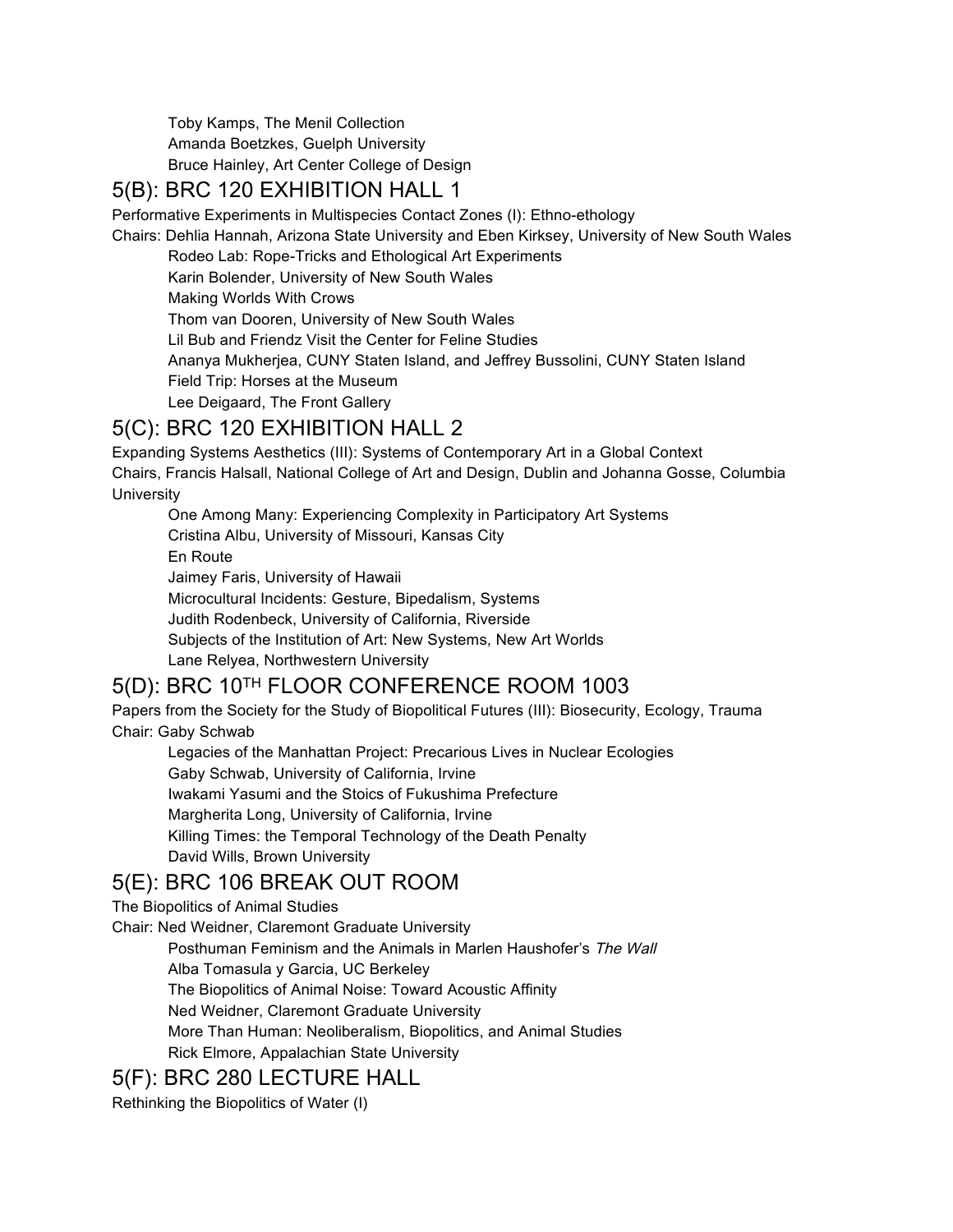Toby Kamps, The Menil Collection
Amanda Boetzkes, Guelph University
Bruce Hainley, Art Center College of Design

## 5(B): BRC 120 EXHIBITION HALL 1

Performative Experiments in Multispecies Contact Zones (I): Ethno-ethology

Chairs: Dehlia Hannah, Arizona State University and Eben Kirksey, University of New South Wales

Rodeo Lab: Rope-Tricks and Ethological Art Experiments
Karin Bolender, University of New South Wales
Making Worlds With Crows
Thom van Dooren, University of New South Wales
Lil Bub and Friendz Visit the Center for Feline Studies
Ananya Mukherjea, CUNY Staten Island, and Jeffrey Bussolini, CUNY Staten Island
Field Trip: Horses at the Museum
Lee Deigaard, The Front Gallery

## 5(C): BRC 120 EXHIBITION HALL 2

Expanding Systems Aesthetics (III): Systems of Contemporary Art in a Global Context

Chairs, Francis Halsall, National College of Art and Design, Dublin and Johanna Gosse, Columbia University

One Among Many: Experiencing Complexity in Participatory Art Systems
Cristina Albu, University of Missouri, Kansas City
En Route
Jaimey Faris, University of Hawaii
Microcultural Incidents: Gesture, Bipedalism, Systems
Judith Rodenbeck, University of California, Riverside
Subjects of the Institution of Art: New Systems, New Art Worlds
Lane Relyea, Northwestern University

## 5(D): BRC 10TH FLOOR CONFERENCE ROOM 1003

Papers from the Society for the Study of Biopolitical Futures (III): Biosecurity, Ecology, Trauma

Chair: Gaby Schwab

Legacies of the Manhattan Project: Precarious Lives in Nuclear Ecologies
Gaby Schwab, University of California, Irvine
Iwakami Yasumi and the Stoics of Fukushima Prefecture
Margherita Long, University of California, Irvine
Killing Times: the Temporal Technology of the Death Penalty
David Wills, Brown University

## 5(E): BRC 106 BREAK OUT ROOM

The Biopolitics of Animal Studies

Chair: Ned Weidner, Claremont Graduate University

Posthuman Feminism and the Animals in Marlen Haushofer's *The Wall*
Alba Tomasula y Garcia, UC Berkeley
The Biopolitics of Animal Noise: Toward Acoustic Affinity
Ned Weidner, Claremont Graduate University
More Than Human: Neoliberalism, Biopolitics, and Animal Studies
Rick Elmore, Appalachian State University

## 5(F): BRC 280 LECTURE HALL

Rethinking the Biopolitics of Water (I)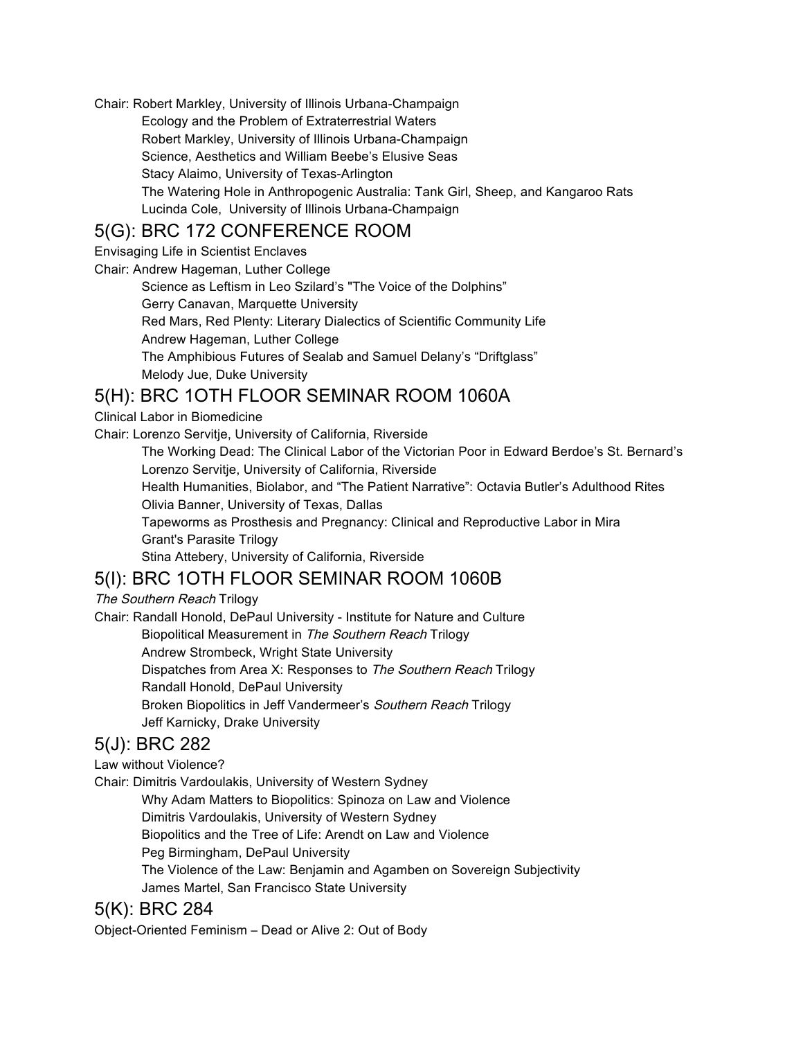Chair: Robert Markley, University of Illinois Urbana-Champaign

Ecology and the Problem of Extraterrestrial Waters
Robert Markley, University of Illinois Urbana-Champaign
Science, Aesthetics and William Beebe's Elusive Seas
Stacy Alaimo, University of Texas-Arlington
The Watering Hole in Anthropogenic Australia: Tank Girl, Sheep, and Kangaroo Rats
Lucinda Cole, University of Illinois Urbana-Champaign

## 5(G): BRC 172 CONFERENCE ROOM

Envisaging Life in Scientist Enclaves

Chair: Andrew Hageman, Luther College

Science as Leftism in Leo Szilard's "The Voice of the Dolphins"
Gerry Canavan, Marquette University
Red Mars, Red Plenty: Literary Dialectics of Scientific Community Life
Andrew Hageman, Luther College
The Amphibious Futures of Sealab and Samuel Delany's "Driftglass"
Melody Jue, Duke University

## 5(H): BRC 1OTH FLOOR SEMINAR ROOM 1060A

Clinical Labor in Biomedicine

Chair: Lorenzo Servitje, University of California, Riverside

The Working Dead: The Clinical Labor of the Victorian Poor in Edward Berdoe's St. Bernard's
Lorenzo Servitje, University of California, Riverside
Health Humanities, Biolabor, and "The Patient Narrative": Octavia Butler's Adulthood Rites
Olivia Banner, University of Texas, Dallas
Tapeworms as Prosthesis and Pregnancy: Clinical and Reproductive Labor in Mira Grant's Parasite Trilogy
Stina Attebery, University of California, Riverside

## 5(I): BRC 1OTH FLOOR SEMINAR ROOM 1060B

*The Southern Reach* Trilogy

Chair: Randall Honold, DePaul University - Institute for Nature and Culture

Biopolitical Measurement in *The Southern Reach* Trilogy
Andrew Strombeck, Wright State University
Dispatches from Area X: Responses to *The Southern Reach* Trilogy
Randall Honold, DePaul University
Broken Biopolitics in Jeff Vandermeer's *Southern Reach* Trilogy
Jeff Karnicky, Drake University

## 5(J): BRC 282

Law without Violence?

Chair: Dimitris Vardoulakis, University of Western Sydney

Why Adam Matters to Biopolitics: Spinoza on Law and Violence
Dimitris Vardoulakis, University of Western Sydney
Biopolitics and the Tree of Life: Arendt on Law and Violence
Peg Birmingham, DePaul University
The Violence of the Law: Benjamin and Agamben on Sovereign Subjectivity
James Martel, San Francisco State University

## 5(K): BRC 284

Object-Oriented Feminism – Dead or Alive 2: Out of Body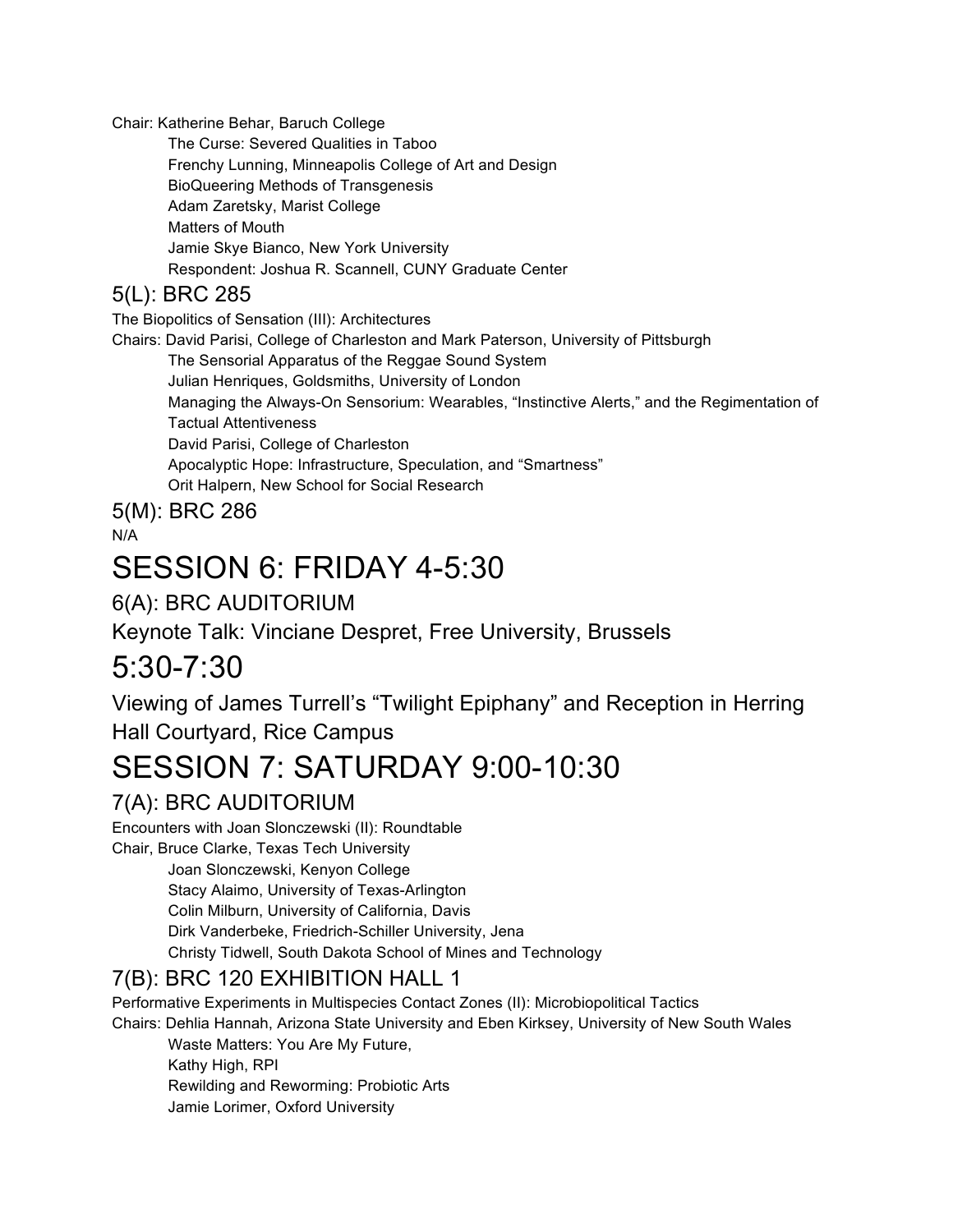Chair: Katherine Behar, Baruch College

The Curse: Severed Qualities in Taboo
Frenchy Lunning, Minneapolis College of Art and Design
BioQueering Methods of Transgenesis
Adam Zaretsky, Marist College
Matters of Mouth
Jamie Skye Bianco, New York University
Respondent: Joshua R. Scannell, CUNY Graduate Center

### 5(L): BRC 285

The Biopolitics of Sensation (III): Architectures

Chairs: David Parisi, College of Charleston and Mark Paterson, University of Pittsburgh

The Sensorial Apparatus of the Reggae Sound System
Julian Henriques, Goldsmiths, University of London
Managing the Always-On Sensorium: Wearables, “Instinctive Alerts,” and the Regimentation of Tactual Attentiveness
David Parisi, College of Charleston
Apocalyptic Hope: Infrastructure, Speculation, and “Smartness”
Orit Halpern, New School for Social Research

### 5(M): BRC 286

N/A

# SESSION 6: FRIDAY 4-5:30

### 6(A): BRC AUDITORIUM

### Keynote Talk: Vinciane Despret, Free University, Brussels

# 5:30-7:30

### Viewing of James Turrell’s “Twilight Epiphany” and Reception in Herring Hall Courtyard, Rice Campus

# SESSION 7: SATURDAY 9:00-10:30

### 7(A): BRC AUDITORIUM

Encounters with Joan Slonczewski (II): Roundtable

Chair, Bruce Clarke, Texas Tech University

Joan Slonczewski, Kenyon College
Stacy Alaimo, University of Texas-Arlington
Colin Milburn, University of California, Davis
Dirk Vanderbeke, Friedrich-Schiller University, Jena
Christy Tidwell, South Dakota School of Mines and Technology

### 7(B): BRC 120 EXHIBITION HALL 1

Performative Experiments in Multispecies Contact Zones (II): Microbiopolitical Tactics

Chairs: Dehlia Hannah, Arizona State University and Eben Kirksey, University of New South Wales

Waste Matters: You Are My Future,
Kathy High, RPI
Rewilding and Reworming: Probiotic Arts
Jamie Lorimer, Oxford University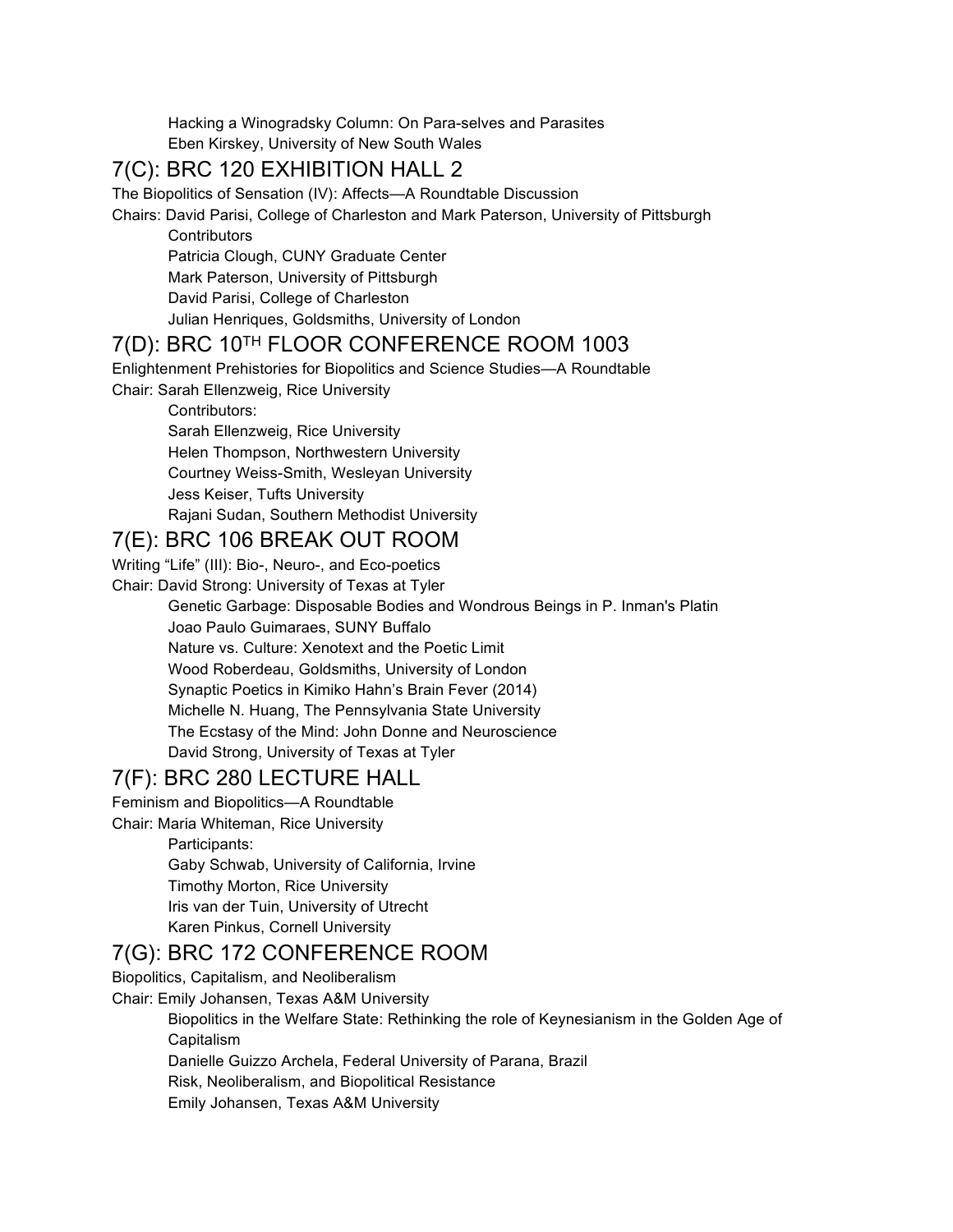Hacking a Winogradsky Column: On Para-selves and Parasites
Eben Kirskey, University of New South Wales

## 7(C): BRC 120 EXHIBITION HALL 2

The Biopolitics of Sensation (IV): Affects—A Roundtable Discussion

Chairs: David Parisi, College of Charleston and Mark Paterson, University of Pittsburgh

Contributors
Patricia Clough, CUNY Graduate Center
Mark Paterson, University of Pittsburgh
David Parisi, College of Charleston
Julian Henriques, Goldsmiths, University of London

## 7(D): BRC 10TH FLOOR CONFERENCE ROOM 1003

Enlightenment Prehistories for Biopolitics and Science Studies—A Roundtable

Chair: Sarah Ellenzweig, Rice University

Contributors:
Sarah Ellenzweig, Rice University
Helen Thompson, Northwestern University
Courtney Weiss-Smith, Wesleyan University
Jess Keiser, Tufts University
Rajani Sudan, Southern Methodist University

## 7(E): BRC 106 BREAK OUT ROOM

Writing "Life" (III): Bio-, Neuro-, and Eco-poetics

Chair: David Strong: University of Texas at Tyler

Genetic Garbage: Disposable Bodies and Wondrous Beings in P. Inman's Platin
Joao Paulo Guimaraes, SUNY Buffalo
Nature vs. Culture: Xenotext and the Poetic Limit
Wood Roberdeau, Goldsmiths, University of London
Synaptic Poetics in Kimiko Hahn's Brain Fever (2014)
Michelle N. Huang, The Pennsylvania State University
The Ecstasy of the Mind: John Donne and Neuroscience
David Strong, University of Texas at Tyler

## 7(F): BRC 280 LECTURE HALL

Feminism and Biopolitics—A Roundtable

Chair: Maria Whiteman, Rice University

Participants:
Gaby Schwab, University of California, Irvine
Timothy Morton, Rice University
Iris van der Tuin, University of Utrecht
Karen Pinkus, Cornell University

## 7(G): BRC 172 CONFERENCE ROOM

Biopolitics, Capitalism, and Neoliberalism

Chair: Emily Johansen, Texas A&M University

Biopolitics in the Welfare State: Rethinking the role of Keynesianism in the Golden Age of Capitalism
Danielle Guizzo Archela, Federal University of Parana, Brazil
Risk, Neoliberalism, and Biopolitical Resistance
Emily Johansen, Texas A&M University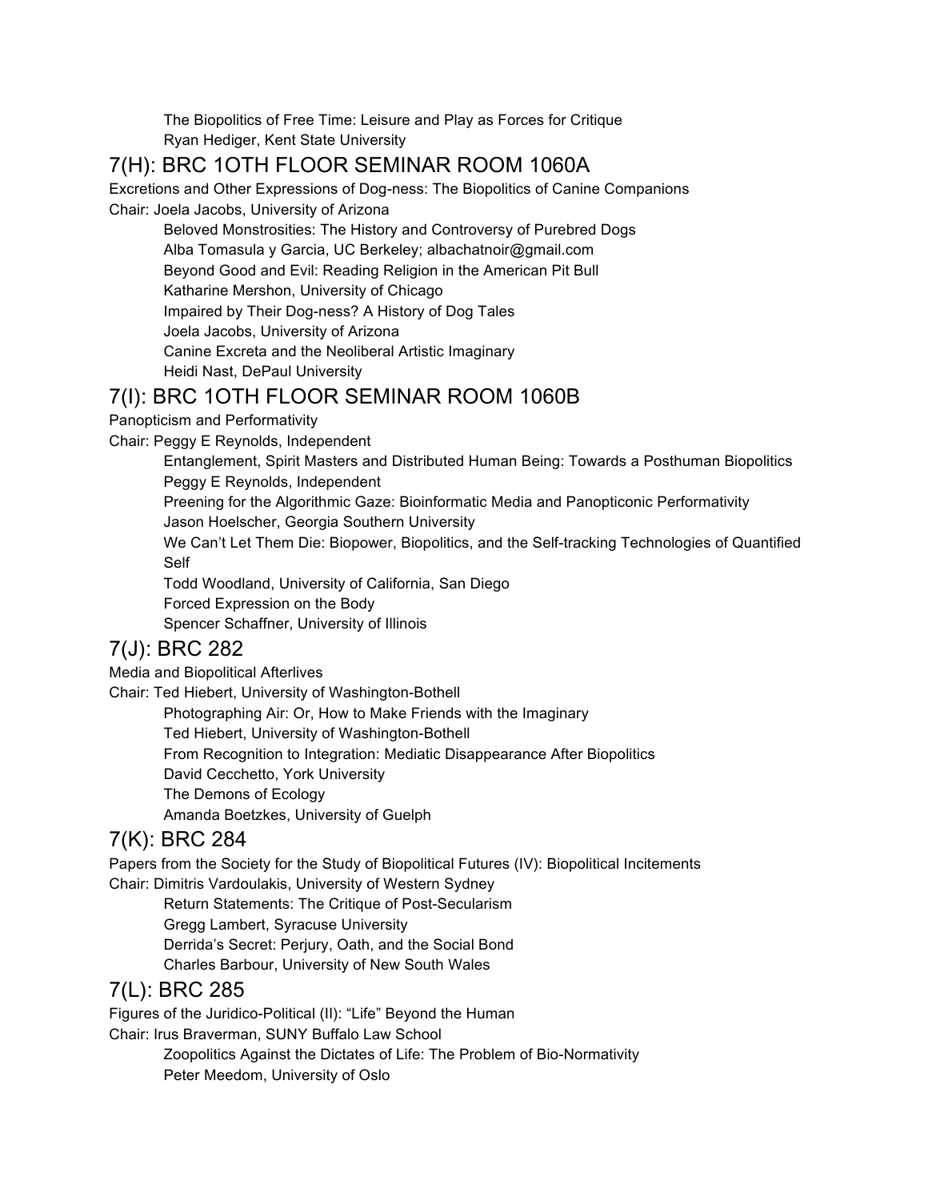The Biopolitics of Free Time: Leisure and Play as Forces for Critique
Ryan Hediger, Kent State University

## 7(H): BRC 1OTH FLOOR SEMINAR ROOM 1060A

Excretions and Other Expressions of Dog-ness: The Biopolitics of Canine Companions
Chair: Joela Jacobs, University of Arizona

Beloved Monstrosities: The History and Controversy of Purebred Dogs
Alba Tomasula y Garcia, UC Berkeley; albachatnoir@gmail.com
Beyond Good and Evil: Reading Religion in the American Pit Bull
Katharine Mershon, University of Chicago
Impaired by Their Dog-ness? A History of Dog Tales
Joela Jacobs, University of Arizona
Canine Excreta and the Neoliberal Artistic Imaginary
Heidi Nast, DePaul University

## 7(I): BRC 1OTH FLOOR SEMINAR ROOM 1060B

Panopticism and Performativity
Chair: Peggy E Reynolds, Independent

Entanglement, Spirit Masters and Distributed Human Being: Towards a Posthuman Biopolitics
Peggy E Reynolds, Independent
Preening for the Algorithmic Gaze: Bioinformatic Media and Panopticonic Performativity
Jason Hoelscher, Georgia Southern University
We Can't Let Them Die: Biopower, Biopolitics, and the Self-tracking Technologies of Quantified Self
Todd Woodland, University of California, San Diego
Forced Expression on the Body
Spencer Schaffner, University of Illinois

## 7(J): BRC 282

Media and Biopolitical Afterlives
Chair: Ted Hiebert, University of Washington-Bothell

Photographing Air: Or, How to Make Friends with the Imaginary
Ted Hiebert, University of Washington-Bothell
From Recognition to Integration: Mediatic Disappearance After Biopolitics
David Cecchetto, York University
The Demons of Ecology
Amanda Boetzkes, University of Guelph

## 7(K): BRC 284

Papers from the Society for the Study of Biopolitical Futures (IV): Biopolitical Incitements
Chair: Dimitris Vardoulakis, University of Western Sydney

Return Statements: The Critique of Post-Secularism
Gregg Lambert, Syracuse University
Derrida's Secret: Perjury, Oath, and the Social Bond
Charles Barbour, University of New South Wales

## 7(L): BRC 285

Figures of the Juridico-Political (II): "Life" Beyond the Human
Chair: Irus Braverman, SUNY Buffalo Law School

Zoopolitics Against the Dictates of Life: The Problem of Bio-Normativity
Peter Meedom, University of Oslo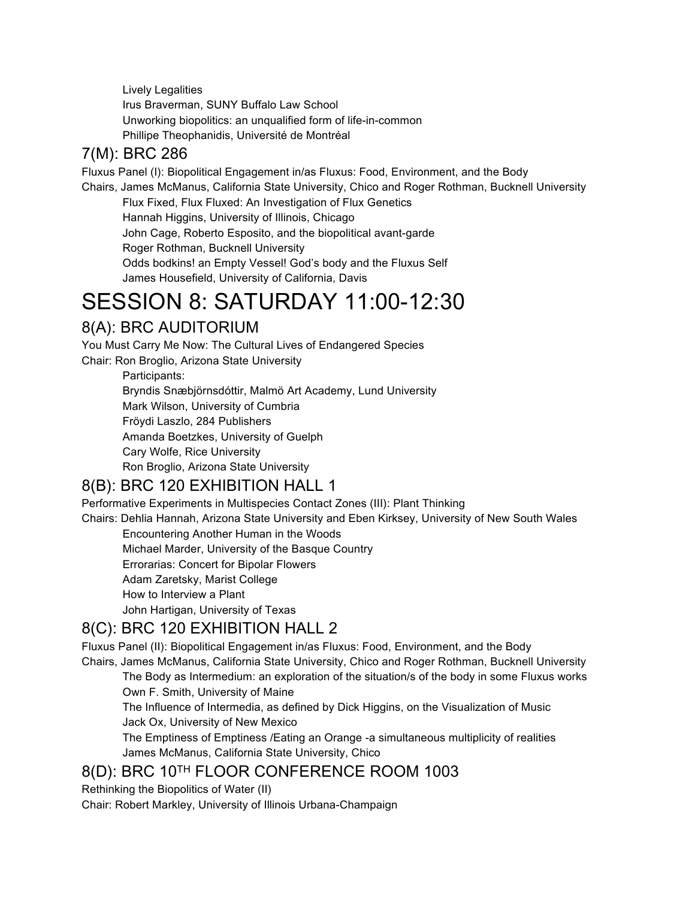Lively Legalities
Irus Braverman, SUNY Buffalo Law School
Unworking biopolitics: an unqualified form of life-in-common
Phillipe Theophanidis, Université de Montréal

### 7(M): BRC 286

Fluxus Panel (I): Biopolitical Engagement in/as Fluxus: Food, Environment, and the Body
Chairs, James McManus, California State University, Chico and Roger Rothman, Bucknell University
Flux Fixed, Flux Fluxed: An Investigation of Flux Genetics
Hannah Higgins, University of Illinois, Chicago
John Cage, Roberto Esposito, and the biopolitical avant-garde
Roger Rothman, Bucknell University
Odds bodkins! an Empty Vessel! God's body and the Fluxus Self
James Housefield, University of California, Davis

# SESSION 8: SATURDAY 11:00-12:30

### 8(A): BRC AUDITORIUM

You Must Carry Me Now: The Cultural Lives of Endangered Species
Chair: Ron Broglio, Arizona State University
Participants:
Bryndis Snæbjörnsdóttir, Malmö Art Academy, Lund University
Mark Wilson, University of Cumbria
Fröydi Laszlo, 284 Publishers
Amanda Boetzkes, University of Guelph
Cary Wolfe, Rice University
Ron Broglio, Arizona State University

### 8(B): BRC 120 EXHIBITION HALL 1

Performative Experiments in Multispecies Contact Zones (III): Plant Thinking
Chairs: Dehlia Hannah, Arizona State University and Eben Kirksey, University of New South Wales
Encountering Another Human in the Woods
Michael Marder, University of the Basque Country
Errorarias: Concert for Bipolar Flowers
Adam Zaretsky, Marist College
How to Interview a Plant
John Hartigan, University of Texas

### 8(C): BRC 120 EXHIBITION HALL 2

Fluxus Panel (II): Biopolitical Engagement in/as Fluxus: Food, Environment, and the Body
Chairs, James McManus, California State University, Chico and Roger Rothman, Bucknell University
The Body as Intermedium: an exploration of the situation/s of the body in some Fluxus works
Own F. Smith, University of Maine
The Influence of Intermedia, as defined by Dick Higgins, on the Visualization of Music
Jack Ox, University of New Mexico
The Emptiness of Emptiness /Eating an Orange -a simultaneous multiplicity of realities
James McManus, California State University, Chico

### 8(D): BRC 10TH FLOOR CONFERENCE ROOM 1003

Rethinking the Biopolitics of Water (II)
Chair: Robert Markley, University of Illinois Urbana-Champaign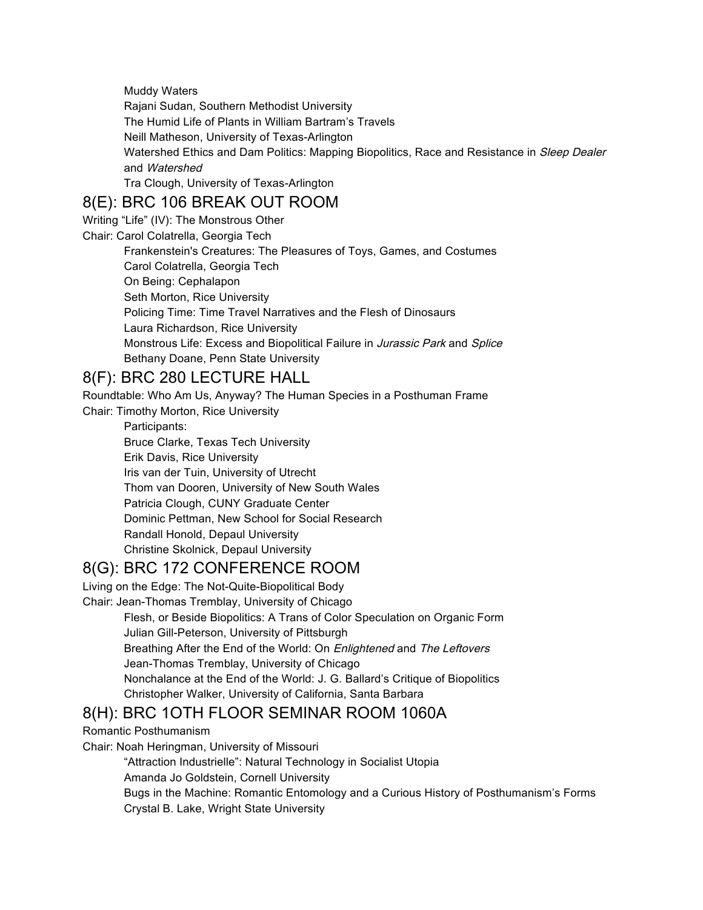Muddy Waters
Rajani Sudan, Southern Methodist University
The Humid Life of Plants in William Bartram's Travels
Neill Matheson, University of Texas-Arlington
Watershed Ethics and Dam Politics: Mapping Biopolitics, Race and Resistance in *Sleep Dealer* and *Watershed*
Tra Clough, University of Texas-Arlington

## 8(E): BRC 106 BREAK OUT ROOM

Writing "Life" (IV): The Monstrous Other
Chair: Carol Colatrella, Georgia Tech

Frankenstein's Creatures: The Pleasures of Toys, Games, and Costumes
Carol Colatrella, Georgia Tech
On Being: Cephalapon
Seth Morton, Rice University
Policing Time: Time Travel Narratives and the Flesh of Dinosaurs
Laura Richardson, Rice University
Monstrous Life: Excess and Biopolitical Failure in *Jurassic Park* and *Splice*
Bethany Doane, Penn State University

## 8(F): BRC 280 LECTURE HALL

Roundtable: Who Am Us, Anyway? The Human Species in a Posthuman Frame
Chair: Timothy Morton, Rice University

Participants:
Bruce Clarke, Texas Tech University
Erik Davis, Rice University
Iris van der Tuin, University of Utrecht
Thom van Dooren, University of New South Wales
Patricia Clough, CUNY Graduate Center
Dominic Pettman, New School for Social Research
Randall Honold, Depaul University
Christine Skolnick, Depaul University

## 8(G): BRC 172 CONFERENCE ROOM

Living on the Edge: The Not-Quite-Biopolitical Body
Chair: Jean-Thomas Tremblay, University of Chicago

Flesh, or Beside Biopolitics: A Trans of Color Speculation on Organic Form
Julian Gill-Peterson, University of Pittsburgh
Breathing After the End of the World: On *Enlightened* and *The Leftovers*
Jean-Thomas Tremblay, University of Chicago
Nonchalance at the End of the World: J. G. Ballard's Critique of Biopolitics
Christopher Walker, University of California, Santa Barbara

## 8(H): BRC 1OTH FLOOR SEMINAR ROOM 1060A

Romantic Posthumanism
Chair: Noah Heringman, University of Missouri

"Attraction Industrielle": Natural Technology in Socialist Utopia
Amanda Jo Goldstein, Cornell University
Bugs in the Machine: Romantic Entomology and a Curious History of Posthumanism's Forms
Crystal B. Lake, Wright State University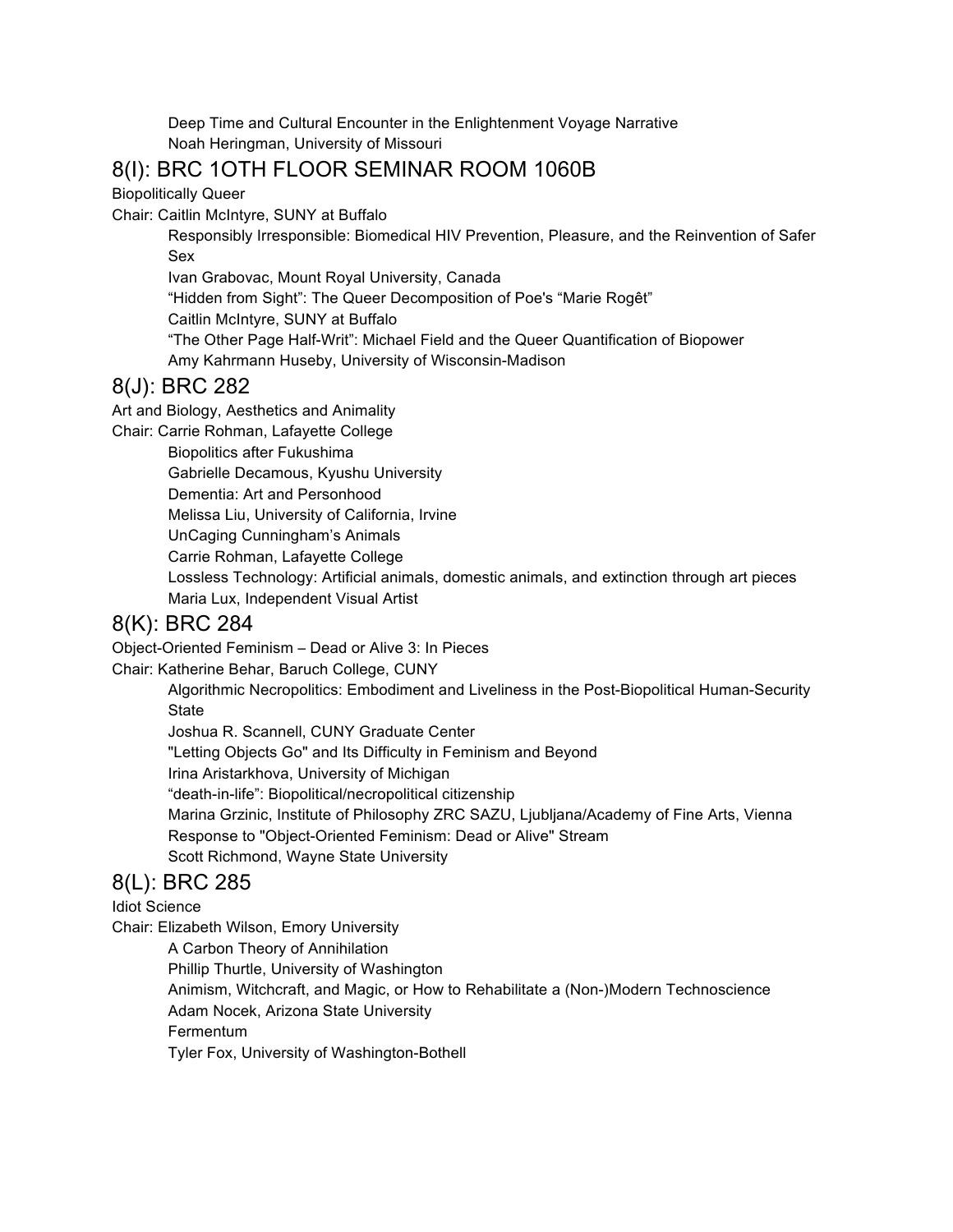Deep Time and Cultural Encounter in the Enlightenment Voyage Narrative
Noah Heringman, University of Missouri

## 8(I): BRC 1OTH FLOOR SEMINAR ROOM 1060B

Biopolitically Queer

Chair: Caitlin McIntyre, SUNY at Buffalo

Responsibly Irresponsible: Biomedical HIV Prevention, Pleasure, and the Reinvention of Safer Sex
Ivan Grabovac, Mount Royal University, Canada

“Hidden from Sight”: The Queer Decomposition of Poe's “Marie Rogêt”
Caitlin McIntyre, SUNY at Buffalo

“The Other Page Half-Writ”: Michael Field and the Queer Quantification of Biopower
Amy Kahrmann Huseby, University of Wisconsin-Madison

## 8(J): BRC 282

Art and Biology, Aesthetics and Animality

Chair: Carrie Rohman, Lafayette College

Biopolitics after Fukushima
Gabrielle Decamous, Kyushu University

Dementia: Art and Personhood
Melissa Liu, University of California, Irvine

UnCaging Cunningham’s Animals
Carrie Rohman, Lafayette College

Lossless Technology: Artificial animals, domestic animals, and extinction through art pieces
Maria Lux, Independent Visual Artist

## 8(K): BRC 284

Object-Oriented Feminism – Dead or Alive 3: In Pieces

Chair: Katherine Behar, Baruch College, CUNY

Algorithmic Necropolitics: Embodiment and Liveliness in the Post-Biopolitical Human-Security State
Joshua R. Scannell, CUNY Graduate Center

"Letting Objects Go" and Its Difficulty in Feminism and Beyond
Irina Aristarkhova, University of Michigan

“death-in-life”: Biopolitical/necropolitical citizenship
Marina Grzinic, Institute of Philosophy ZRC SAZU, Ljubljana/Academy of Fine Arts, Vienna

Response to "Object-Oriented Feminism: Dead or Alive" Stream
Scott Richmond, Wayne State University

## 8(L): BRC 285

Idiot Science

Chair: Elizabeth Wilson, Emory University

A Carbon Theory of Annihilation
Phillip Thurtle, University of Washington

Animism, Witchcraft, and Magic, or How to Rehabilitate a (Non-)Modern Technoscience
Adam Nocek, Arizona State University

Fermentum
Tyler Fox, University of Washington-Bothell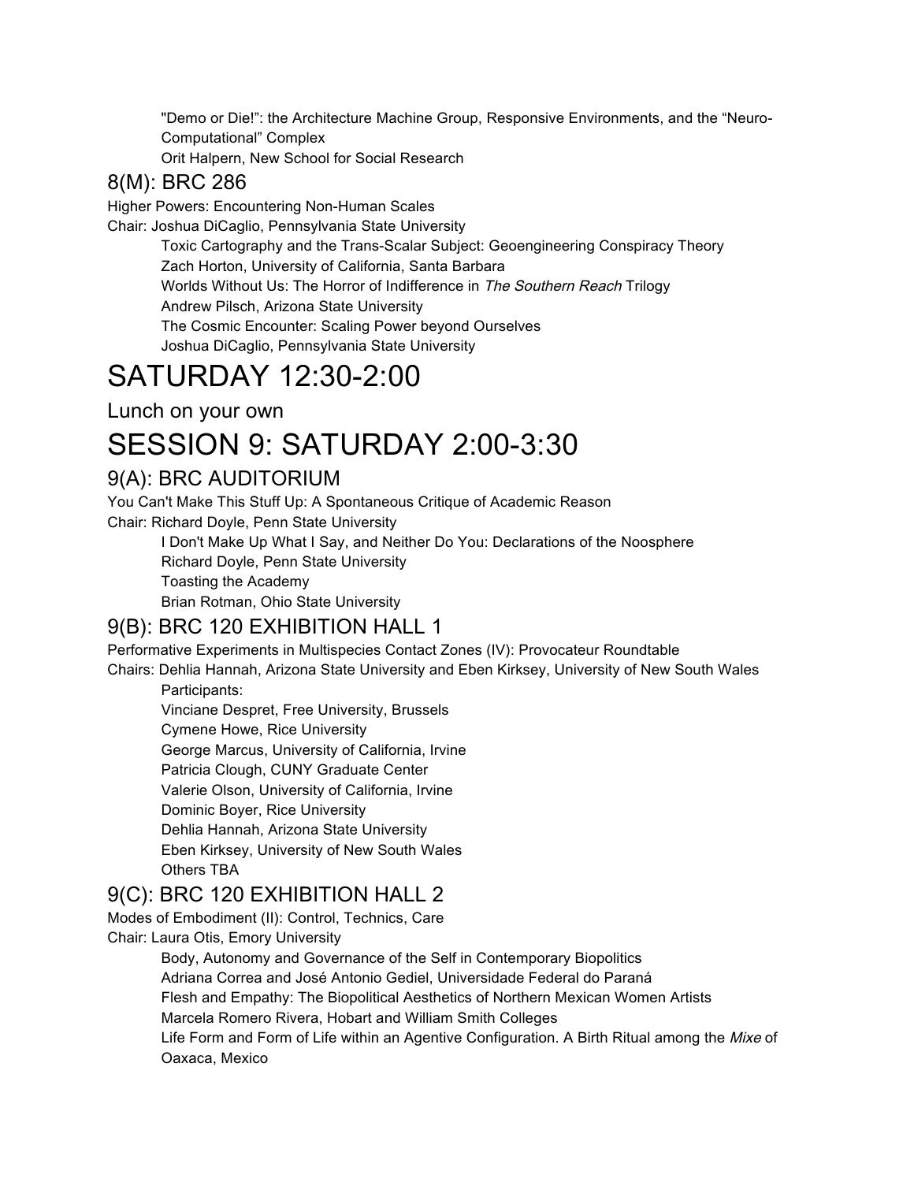"Demo or Die!": the Architecture Machine Group, Responsive Environments, and the "Neuro-Computational" Complex
Orit Halpern, New School for Social Research

## 8(M): BRC 286

Higher Powers: Encountering Non-Human Scales
Chair: Joshua DiCaglio, Pennsylvania State University

Toxic Cartography and the Trans-Scalar Subject: Geoengineering Conspiracy Theory
Zach Horton, University of California, Santa Barbara
Worlds Without Us: The Horror of Indifference in *The Southern Reach* Trilogy
Andrew Pilsch, Arizona State University
The Cosmic Encounter: Scaling Power beyond Ourselves
Joshua DiCaglio, Pennsylvania State University

# SATURDAY 12:30-2:00

Lunch on your own

# SESSION 9: SATURDAY 2:00-3:30

## 9(A): BRC AUDITORIUM

You Can't Make This Stuff Up: A Spontaneous Critique of Academic Reason
Chair: Richard Doyle, Penn State University

I Don't Make Up What I Say, and Neither Do You: Declarations of the Noosphere
Richard Doyle, Penn State University
Toasting the Academy
Brian Rotman, Ohio State University

## 9(B): BRC 120 EXHIBITION HALL 1

Performative Experiments in Multispecies Contact Zones (IV): Provocateur Roundtable
Chairs: Dehlia Hannah, Arizona State University and Eben Kirksey, University of New South Wales

Participants:
Vinciane Despret, Free University, Brussels
Cymene Howe, Rice University
George Marcus, University of California, Irvine
Patricia Clough, CUNY Graduate Center
Valerie Olson, University of California, Irvine
Dominic Boyer, Rice University
Dehlia Hannah, Arizona State University
Eben Kirksey, University of New South Wales
Others TBA

## 9(C): BRC 120 EXHIBITION HALL 2

Modes of Embodiment (II): Control, Technics, Care
Chair: Laura Otis, Emory University

Body, Autonomy and Governance of the Self in Contemporary Biopolitics
Adriana Correa and José Antonio Gediel, Universidade Federal do Paraná
Flesh and Empathy: The Biopolitical Aesthetics of Northern Mexican Women Artists
Marcela Romero Rivera, Hobart and William Smith Colleges
Life Form and Form of Life within an Agentive Configuration. A Birth Ritual among the *Mixe* of Oaxaca, Mexico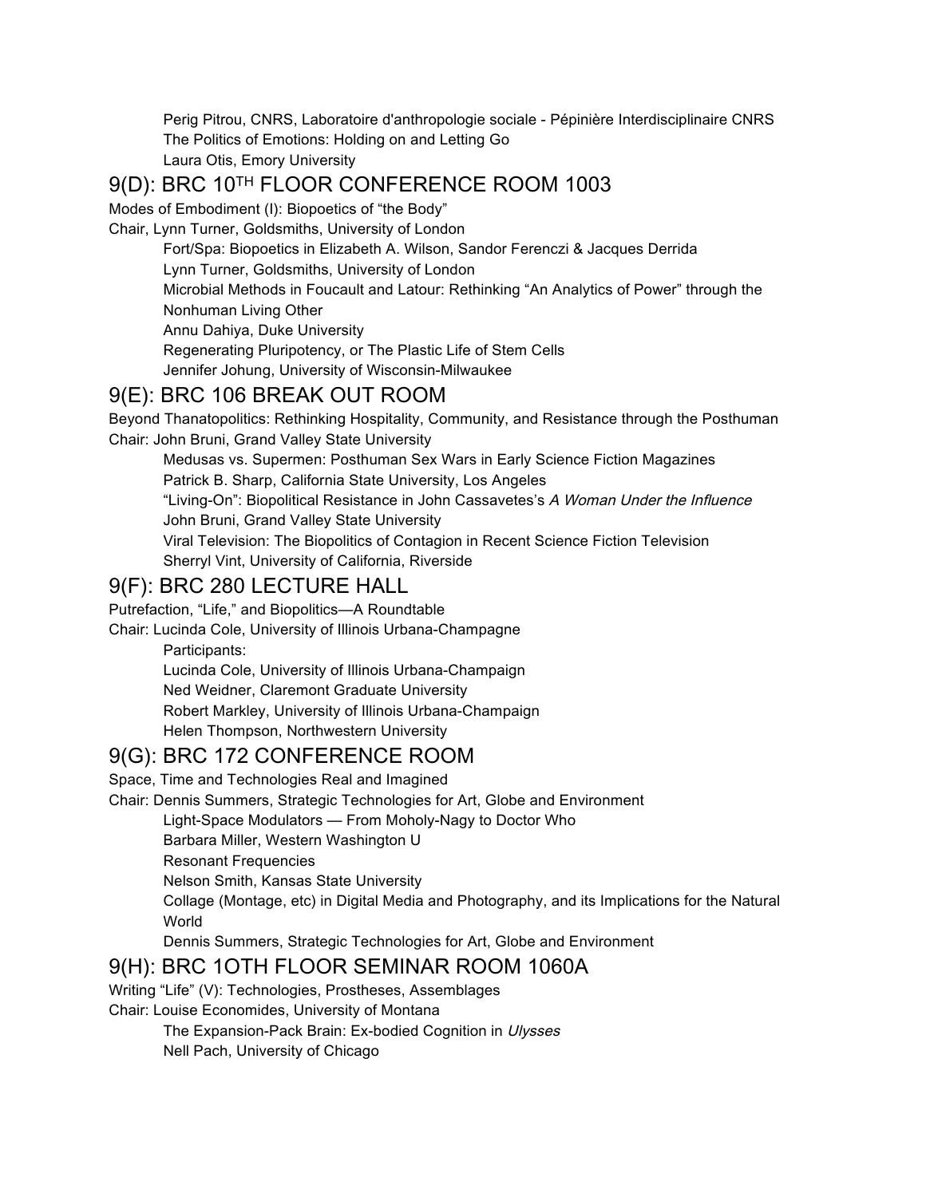Perig Pitrou, CNRS, Laboratoire d'anthropologie sociale - Pépinière Interdisciplinaire CNRS
The Politics of Emotions: Holding on and Letting Go
Laura Otis, Emory University

## 9(D): BRC 10TH FLOOR CONFERENCE ROOM 1003

Modes of Embodiment (I): Biopoetics of "the Body"
Chair, Lynn Turner, Goldsmiths, University of London

Fort/Spa: Biopoetics in Elizabeth A. Wilson, Sandor Ferenczi & Jacques Derrida
Lynn Turner, Goldsmiths, University of London
Microbial Methods in Foucault and Latour: Rethinking "An Analytics of Power" through the Nonhuman Living Other
Annu Dahiya, Duke University
Regenerating Pluripotency, or The Plastic Life of Stem Cells
Jennifer Johung, University of Wisconsin-Milwaukee

## 9(E): BRC 106 BREAK OUT ROOM

Beyond Thanatopolitics: Rethinking Hospitality, Community, and Resistance through the Posthuman
Chair: John Bruni, Grand Valley State University

Medusas vs. Supermen: Posthuman Sex Wars in Early Science Fiction Magazines
Patrick B. Sharp, California State University, Los Angeles
"Living-On": Biopolitical Resistance in John Cassavetes's *A Woman Under the Influence*
John Bruni, Grand Valley State University
Viral Television: The Biopolitics of Contagion in Recent Science Fiction Television
Sherryl Vint, University of California, Riverside

## 9(F): BRC 280 LECTURE HALL

Putrefaction, "Life," and Biopolitics—A Roundtable
Chair: Lucinda Cole, University of Illinois Urbana-Champagne

Participants:
Lucinda Cole, University of Illinois Urbana-Champaign
Ned Weidner, Claremont Graduate University
Robert Markley, University of Illinois Urbana-Champaign
Helen Thompson, Northwestern University

## 9(G): BRC 172 CONFERENCE ROOM

Space, Time and Technologies Real and Imagined
Chair: Dennis Summers, Strategic Technologies for Art, Globe and Environment

Light-Space Modulators — From Moholy-Nagy to Doctor Who
Barbara Miller, Western Washington U
Resonant Frequencies
Nelson Smith, Kansas State University
Collage (Montage, etc) in Digital Media and Photography, and its Implications for the Natural World
Dennis Summers, Strategic Technologies for Art, Globe and Environment

## 9(H): BRC 1OTH FLOOR SEMINAR ROOM 1060A

Writing "Life" (V): Technologies, Prostheses, Assemblages
Chair: Louise Economides, University of Montana

The Expansion-Pack Brain: Ex-bodied Cognition in *Ulysses*
Nell Pach, University of Chicago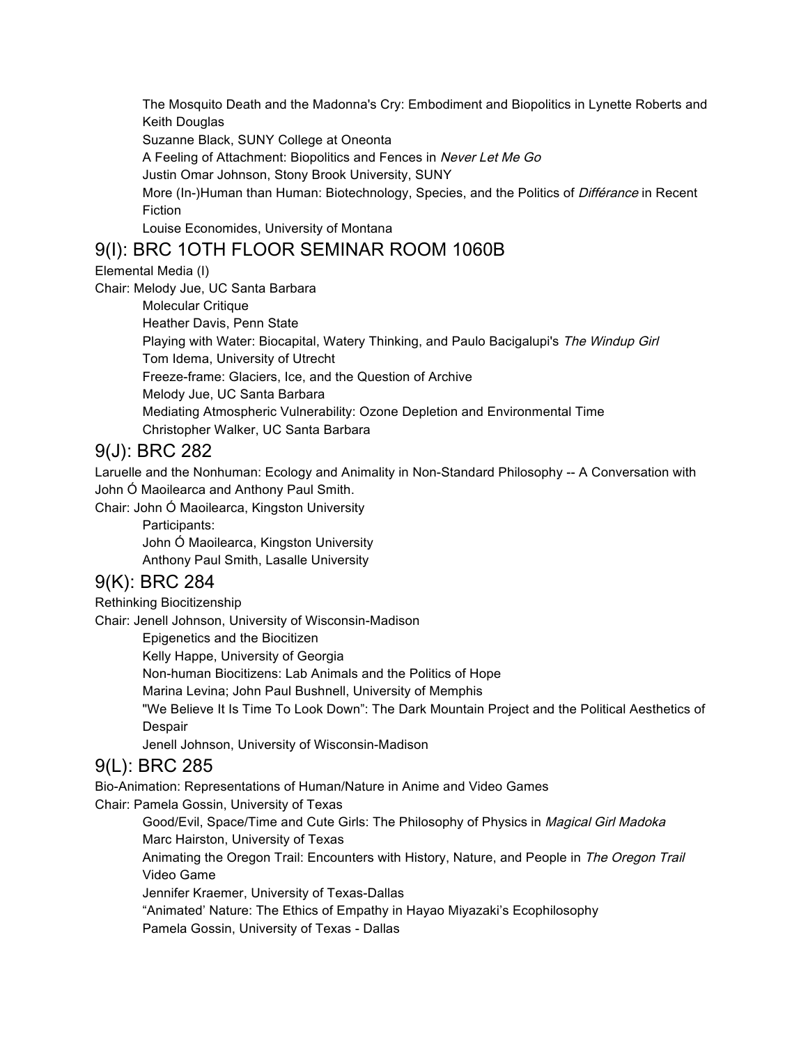The Mosquito Death and the Madonna's Cry: Embodiment and Biopolitics in Lynette Roberts and Keith Douglas

Suzanne Black, SUNY College at Oneonta

A Feeling of Attachment: Biopolitics and Fences in *Never Let Me Go*

Justin Omar Johnson, Stony Brook University, SUNY

More (In-)Human than Human: Biotechnology, Species, and the Politics of *Différance* in Recent Fiction

Louise Economides, University of Montana

## 9(I): BRC 1OTH FLOOR SEMINAR ROOM 1060B

Elemental Media (I)

Chair: Melody Jue, UC Santa Barbara

Molecular Critique

Heather Davis, Penn State

Playing with Water: Biocapital, Watery Thinking, and Paulo Bacigalupi's *The Windup Girl*

Tom Idema, University of Utrecht

Freeze-frame: Glaciers, Ice, and the Question of Archive

Melody Jue, UC Santa Barbara

Mediating Atmospheric Vulnerability: Ozone Depletion and Environmental Time

Christopher Walker, UC Santa Barbara

## 9(J): BRC 282

Laruelle and the Nonhuman: Ecology and Animality in Non-Standard Philosophy -- A Conversation with John Ó Maoilearca and Anthony Paul Smith.

Chair: John Ó Maoilearca, Kingston University

Participants:

John Ó Maoilearca, Kingston University

Anthony Paul Smith, Lasalle University

## 9(K): BRC 284

Rethinking Biocitizenship

Chair: Jenell Johnson, University of Wisconsin-Madison

Epigenetics and the Biocitizen

Kelly Happe, University of Georgia

Non-human Biocitizens: Lab Animals and the Politics of Hope

Marina Levina; John Paul Bushnell, University of Memphis

"We Believe It Is Time To Look Down": The Dark Mountain Project and the Political Aesthetics of Despair

Jenell Johnson, University of Wisconsin-Madison

## 9(L): BRC 285

Bio-Animation: Representations of Human/Nature in Anime and Video Games

Chair: Pamela Gossin, University of Texas

Good/Evil, Space/Time and Cute Girls: The Philosophy of Physics in *Magical Girl Madoka*

Marc Hairston, University of Texas

Animating the Oregon Trail: Encounters with History, Nature, and People in *The Oregon Trail* Video Game

Jennifer Kraemer, University of Texas-Dallas

"Animated' Nature: The Ethics of Empathy in Hayao Miyazaki's Ecophilosophy

Pamela Gossin, University of Texas - Dallas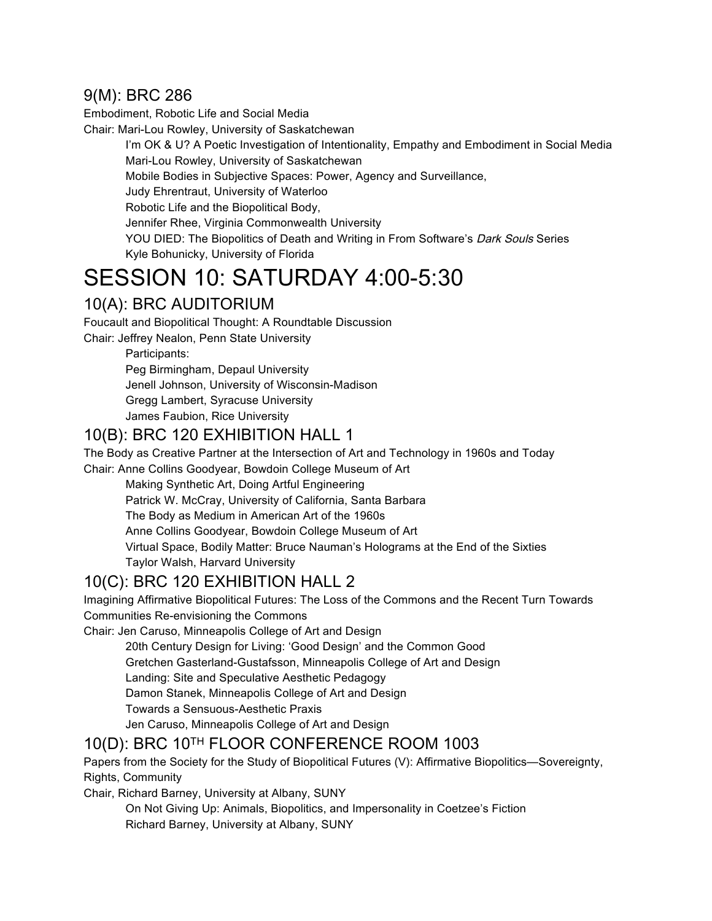### 9(M): BRC 286

Embodiment, Robotic Life and Social Media

Chair: Mari-Lou Rowley, University of Saskatchewan

> I'm OK & U? A Poetic Investigation of Intentionality, Empathy and Embodiment in Social Media
> Mari-Lou Rowley, University of Saskatchewan
> Mobile Bodies in Subjective Spaces: Power, Agency and Surveillance,
> Judy Ehrentraut, University of Waterloo
> Robotic Life and the Biopolitical Body,
> Jennifer Rhee, Virginia Commonwealth University
> YOU DIED: The Biopolitics of Death and Writing in From Software's *Dark Souls* Series
> Kyle Bohunicky, University of Florida

# SESSION 10: SATURDAY 4:00-5:30

### 10(A): BRC AUDITORIUM

Foucault and Biopolitical Thought: A Roundtable Discussion

Chair: Jeffrey Nealon, Penn State University

> Participants:
> Peg Birmingham, Depaul University
> Jenell Johnson, University of Wisconsin-Madison
> Gregg Lambert, Syracuse University
> James Faubion, Rice University

### 10(B): BRC 120 EXHIBITION HALL 1

The Body as Creative Partner at the Intersection of Art and Technology in 1960s and Today

Chair: Anne Collins Goodyear, Bowdoin College Museum of Art

> Making Synthetic Art, Doing Artful Engineering
> Patrick W. McCray, University of California, Santa Barbara
> The Body as Medium in American Art of the 1960s
> Anne Collins Goodyear, Bowdoin College Museum of Art
> Virtual Space, Bodily Matter: Bruce Nauman's Holograms at the End of the Sixties
> Taylor Walsh, Harvard University

### 10(C): BRC 120 EXHIBITION HALL 2

Imagining Affirmative Biopolitical Futures: The Loss of the Commons and the Recent Turn Towards Communities Re-envisioning the Commons

Chair: Jen Caruso, Minneapolis College of Art and Design

> 20th Century Design for Living: 'Good Design' and the Common Good
> Gretchen Gasterland-Gustafsson, Minneapolis College of Art and Design
> Landing: Site and Speculative Aesthetic Pedagogy
> Damon Stanek, Minneapolis College of Art and Design
> Towards a Sensuous-Aesthetic Praxis
> Jen Caruso, Minneapolis College of Art and Design

### 10(D): BRC 10TH FLOOR CONFERENCE ROOM 1003

Papers from the Society for the Study of Biopolitical Futures (V): Affirmative Biopolitics—Sovereignty, Rights, Community

Chair, Richard Barney, University at Albany, SUNY

> On Not Giving Up: Animals, Biopolitics, and Impersonality in Coetzee's Fiction
> Richard Barney, University at Albany, SUNY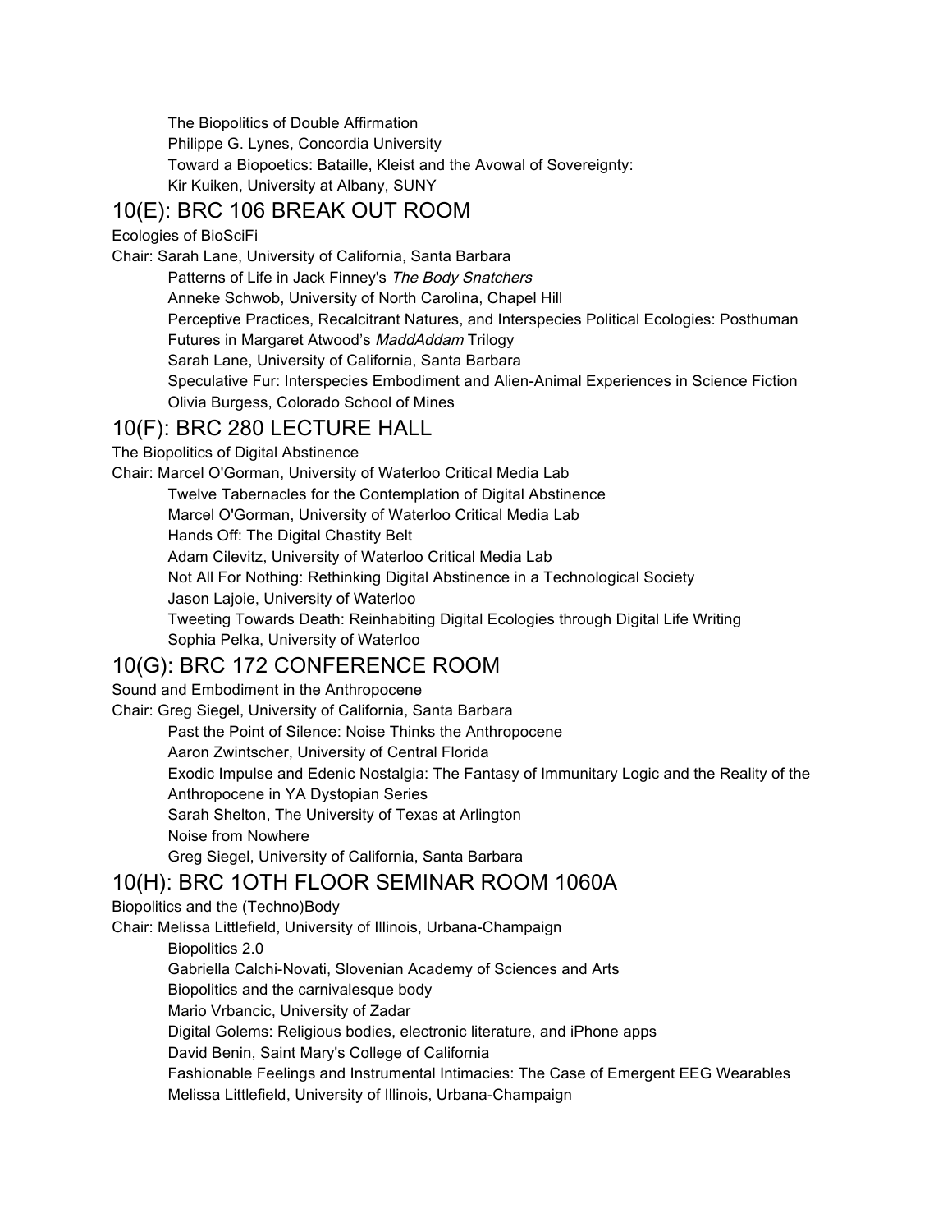The Biopolitics of Double Affirmation
Philippe G. Lynes, Concordia University
Toward a Biopoetics: Bataille, Kleist and the Avowal of Sovereignty:
Kir Kuiken, University at Albany, SUNY

## 10(E): BRC 106 BREAK OUT ROOM

Ecologies of BioSciFi

Chair: Sarah Lane, University of California, Santa Barbara

Patterns of Life in Jack Finney's *The Body Snatchers*
Anneke Schwob, University of North Carolina, Chapel Hill
Perceptive Practices, Recalcitrant Natures, and Interspecies Political Ecologies: Posthuman Futures in Margaret Atwood's *MaddAddam* Trilogy
Sarah Lane, University of California, Santa Barbara
Speculative Fur: Interspecies Embodiment and Alien-Animal Experiences in Science Fiction
Olivia Burgess, Colorado School of Mines

## 10(F): BRC 280 LECTURE HALL

The Biopolitics of Digital Abstinence

Chair: Marcel O'Gorman, University of Waterloo Critical Media Lab

Twelve Tabernacles for the Contemplation of Digital Abstinence
Marcel O'Gorman, University of Waterloo Critical Media Lab
Hands Off: The Digital Chastity Belt
Adam Cilevitz, University of Waterloo Critical Media Lab
Not All For Nothing: Rethinking Digital Abstinence in a Technological Society
Jason Lajoie, University of Waterloo
Tweeting Towards Death: Reinhabiting Digital Ecologies through Digital Life Writing
Sophia Pelka, University of Waterloo

## 10(G): BRC 172 CONFERENCE ROOM

Sound and Embodiment in the Anthropocene

Chair: Greg Siegel, University of California, Santa Barbara

Past the Point of Silence: Noise Thinks the Anthropocene
Aaron Zwintscher, University of Central Florida
Exodic Impulse and Edenic Nostalgia: The Fantasy of Immunitary Logic and the Reality of the Anthropocene in YA Dystopian Series
Sarah Shelton, The University of Texas at Arlington
Noise from Nowhere
Greg Siegel, University of California, Santa Barbara

## 10(H): BRC 1OTH FLOOR SEMINAR ROOM 1060A

Biopolitics and the (Techno)Body

Chair: Melissa Littlefield, University of Illinois, Urbana-Champaign

Biopolitics 2.0
Gabriella Calchi-Novati, Slovenian Academy of Sciences and Arts
Biopolitics and the carnivalesque body
Mario Vrbancic, University of Zadar
Digital Golems: Religious bodies, electronic literature, and iPhone apps
David Benin, Saint Mary's College of California
Fashionable Feelings and Instrumental Intimacies: The Case of Emergent EEG Wearables
Melissa Littlefield, University of Illinois, Urbana-Champaign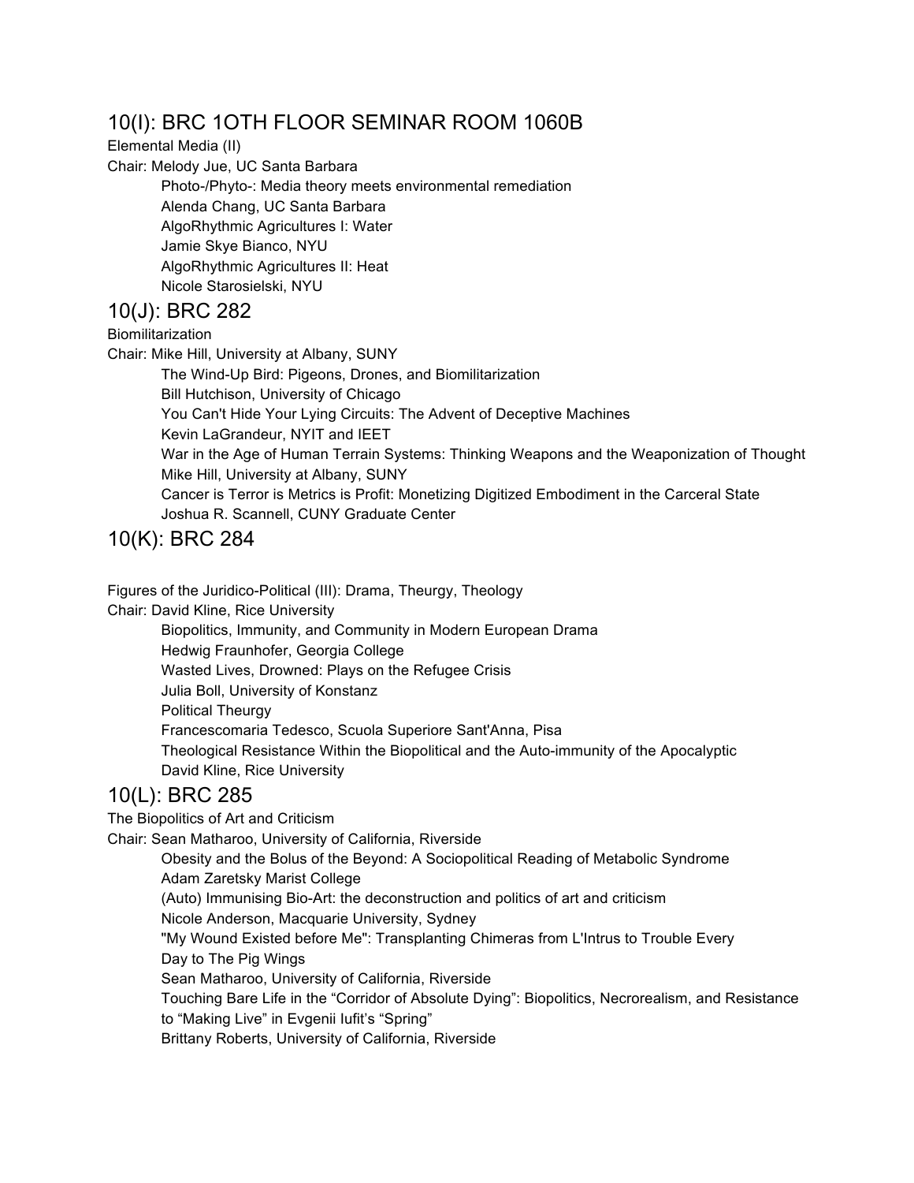## 10(I): BRC 1OTH FLOOR SEMINAR ROOM 1060B

Elemental Media (II)

Chair: Melody Jue, UC Santa Barbara

Photo-/Phyto-: Media theory meets environmental remediation
Alenda Chang, UC Santa Barbara
AlgoRhythmic Agricultures I: Water
Jamie Skye Bianco, NYU
AlgoRhythmic Agricultures II: Heat
Nicole Starosielski, NYU

## 10(J): BRC 282

Biomilitarization

Chair: Mike Hill, University at Albany, SUNY

The Wind-Up Bird: Pigeons, Drones, and Biomilitarization
Bill Hutchison, University of Chicago
You Can't Hide Your Lying Circuits: The Advent of Deceptive Machines
Kevin LaGrandeur, NYIT and IEET
War in the Age of Human Terrain Systems: Thinking Weapons and the Weaponization of Thought
Mike Hill, University at Albany, SUNY
Cancer is Terror is Metrics is Profit: Monetizing Digitized Embodiment in the Carceral State
Joshua R. Scannell, CUNY Graduate Center

## 10(K): BRC 284

Figures of the Juridico-Political (III): Drama, Theurgy, Theology

Chair: David Kline, Rice University

Biopolitics, Immunity, and Community in Modern European Drama
Hedwig Fraunhofer, Georgia College
Wasted Lives, Drowned: Plays on the Refugee Crisis
Julia Boll, University of Konstanz
Political Theurgy
Francescomaria Tedesco, Scuola Superiore Sant'Anna, Pisa
Theological Resistance Within the Biopolitical and the Auto-immunity of the Apocalyptic
David Kline, Rice University

## 10(L): BRC 285

The Biopolitics of Art and Criticism

Chair: Sean Matharoo, University of California, Riverside

Obesity and the Bolus of the Beyond: A Sociopolitical Reading of Metabolic Syndrome
Adam Zaretsky Marist College
(Auto) Immunising Bio-Art: the deconstruction and politics of art and criticism
Nicole Anderson, Macquarie University, Sydney
"My Wound Existed before Me": Transplanting Chimeras from L'Intrus to Trouble Every Day to The Pig Wings
Sean Matharoo, University of California, Riverside
Touching Bare Life in the "Corridor of Absolute Dying": Biopolitics, Necrorealism, and Resistance to "Making Live" in Evgenii Iufit's "Spring"
Brittany Roberts, University of California, Riverside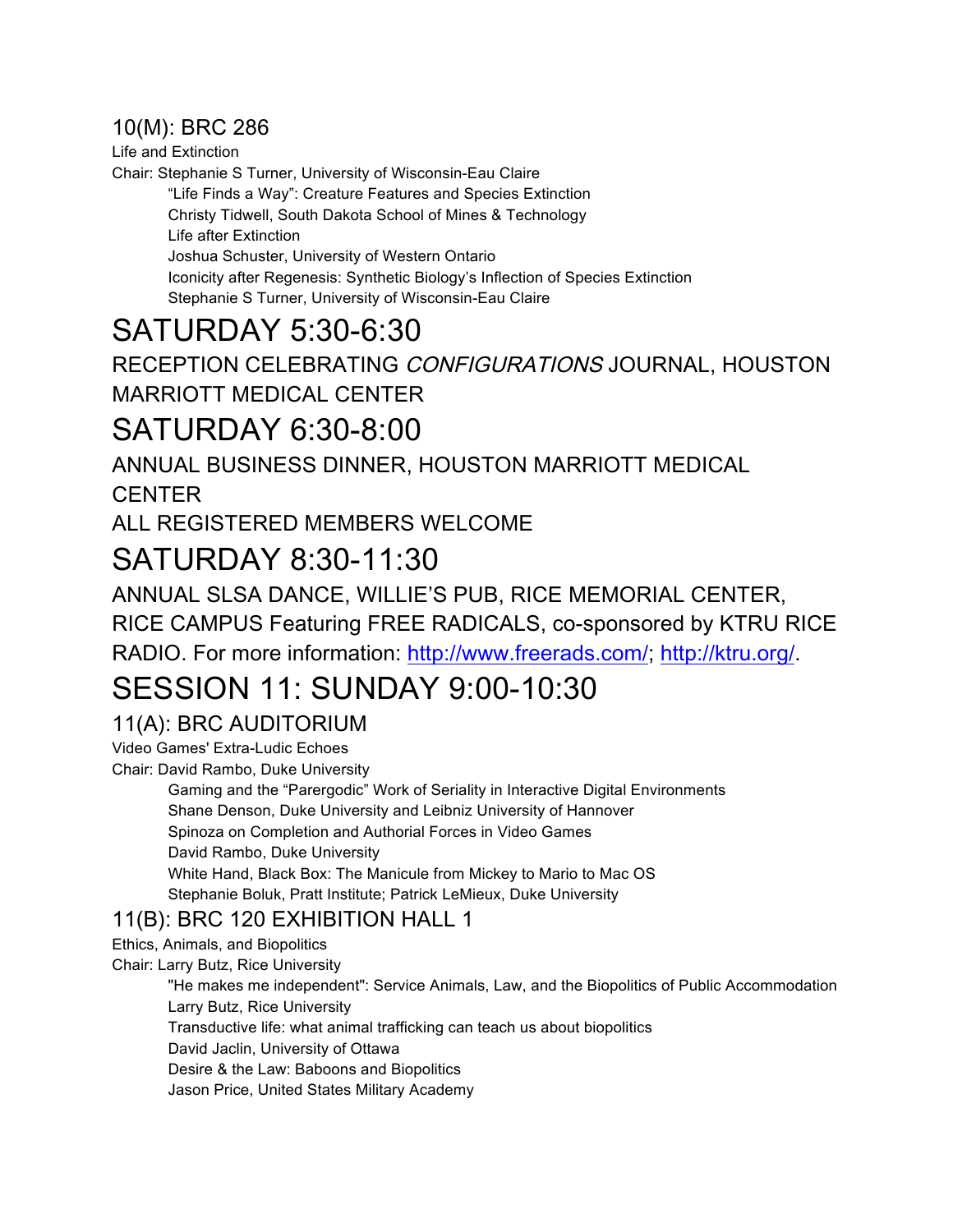### 10(M): BRC 286

Life and Extinction

Chair: Stephanie S Turner, University of Wisconsin-Eau Claire

“Life Finds a Way”: Creature Features and Species Extinction
Christy Tidwell, South Dakota School of Mines & Technology

Life after Extinction
Joshua Schuster, University of Western Ontario

Iconicity after Regenesis: Synthetic Biology’s Inflection of Species Extinction
Stephanie S Turner, University of Wisconsin-Eau Claire

# SATURDAY 5:30-6:30

RECEPTION CELEBRATING *CONFIGURATIONS* JOURNAL, HOUSTON MARRIOTT MEDICAL CENTER

# SATURDAY 6:30-8:00

ANNUAL BUSINESS DINNER, HOUSTON MARRIOTT MEDICAL CENTER

ALL REGISTERED MEMBERS WELCOME

# SATURDAY 8:30-11:30

ANNUAL SLSA DANCE, WILLIE’S PUB, RICE MEMORIAL CENTER, RICE CAMPUS Featuring FREE RADICALS, co-sponsored by KTRU RICE RADIO. For more information: http://www.freerads.com/; http://ktru.org/.

# SESSION 11: SUNDAY 9:00-10:30

### 11(A): BRC AUDITORIUM

Video Games' Extra-Ludic Echoes

Chair: David Rambo, Duke University

Gaming and the “Parergodic” Work of Seriality in Interactive Digital Environments
Shane Denson, Duke University and Leibniz University of Hannover

Spinoza on Completion and Authorial Forces in Video Games
David Rambo, Duke University

White Hand, Black Box: The Manicule from Mickey to Mario to Mac OS
Stephanie Boluk, Pratt Institute; Patrick LeMieux, Duke University

### 11(B): BRC 120 EXHIBITION HALL 1

Ethics, Animals, and Biopolitics

Chair: Larry Butz, Rice University

"He makes me independent": Service Animals, Law, and the Biopolitics of Public Accommodation
Larry Butz, Rice University

Transductive life: what animal trafficking can teach us about biopolitics
David Jaclin, University of Ottawa

Desire & the Law: Baboons and Biopolitics
Jason Price, United States Military Academy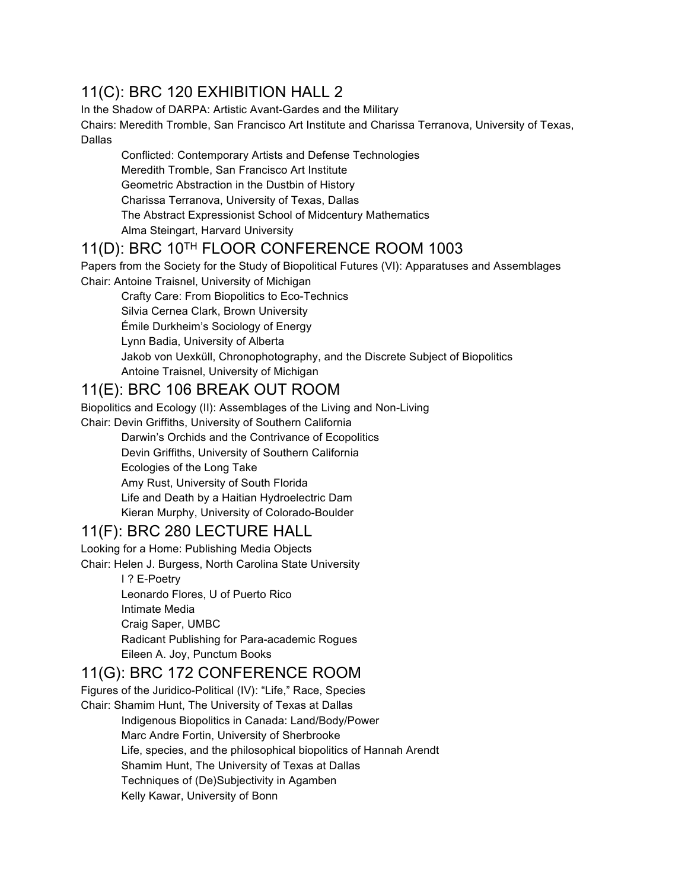## 11(C): BRC 120 EXHIBITION HALL 2

In the Shadow of DARPA: Artistic Avant-Gardes and the Military

Chairs: Meredith Tromble, San Francisco Art Institute and Charissa Terranova, University of Texas, Dallas

Conflicted: Contemporary Artists and Defense Technologies
Meredith Tromble, San Francisco Art Institute
Geometric Abstraction in the Dustbin of History
Charissa Terranova, University of Texas, Dallas
The Abstract Expressionist School of Midcentury Mathematics
Alma Steingart, Harvard University

## 11(D): BRC 10TH FLOOR CONFERENCE ROOM 1003

Papers from the Society for the Study of Biopolitical Futures (VI): Apparatuses and Assemblages

Chair: Antoine Traisnel, University of Michigan

Crafty Care: From Biopolitics to Eco-Technics
Silvia Cernea Clark, Brown University
Émile Durkheim's Sociology of Energy
Lynn Badia, University of Alberta
Jakob von Uexküll, Chronophotography, and the Discrete Subject of Biopolitics
Antoine Traisnel, University of Michigan

## 11(E): BRC 106 BREAK OUT ROOM

Biopolitics and Ecology (II): Assemblages of the Living and Non-Living

Chair: Devin Griffiths, University of Southern California

Darwin's Orchids and the Contrivance of Ecopolitics
Devin Griffiths, University of Southern California
Ecologies of the Long Take
Amy Rust, University of South Florida
Life and Death by a Haitian Hydroelectric Dam
Kieran Murphy, University of Colorado-Boulder

## 11(F): BRC 280 LECTURE HALL

Looking for a Home: Publishing Media Objects

Chair: Helen J. Burgess, North Carolina State University

I ? E-Poetry
Leonardo Flores, U of Puerto Rico
Intimate Media
Craig Saper, UMBC
Radicant Publishing for Para-academic Rogues
Eileen A. Joy, Punctum Books

## 11(G): BRC 172 CONFERENCE ROOM

Figures of the Juridico-Political (IV): "Life," Race, Species

Chair: Shamim Hunt, The University of Texas at Dallas

Indigenous Biopolitics in Canada: Land/Body/Power
Marc Andre Fortin, University of Sherbrooke
Life, species, and the philosophical biopolitics of Hannah Arendt
Shamim Hunt, The University of Texas at Dallas
Techniques of (De)Subjectivity in Agamben
Kelly Kawar, University of Bonn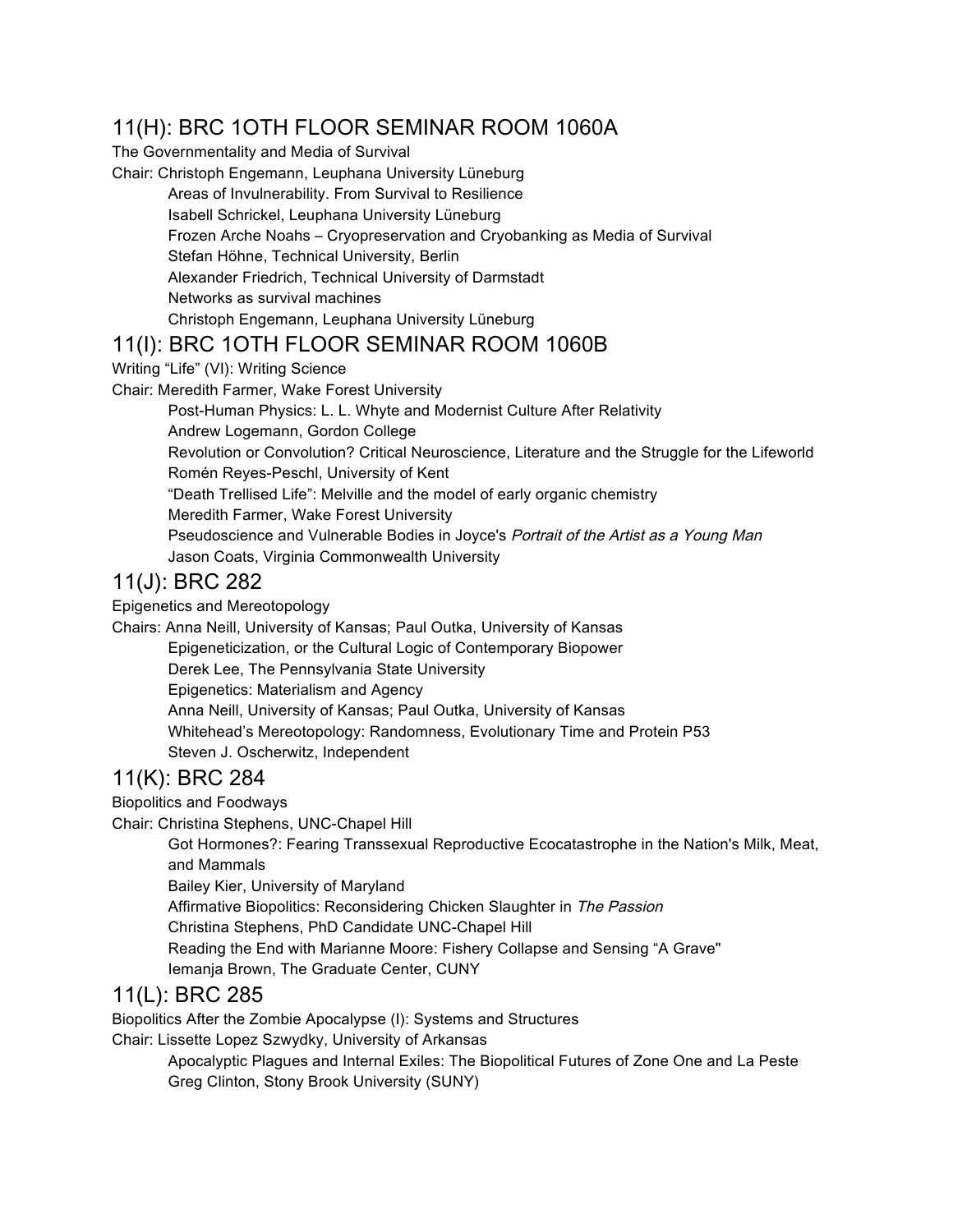## 11(H): BRC 1OTH FLOOR SEMINAR ROOM 1060A

The Governmentality and Media of Survival

Chair: Christoph Engemann, Leuphana University Lüneburg

Areas of Invulnerability. From Survival to Resilience
Isabell Schrickel, Leuphana University Lüneburg

Frozen Arche Noahs – Cryopreservation and Cryobanking as Media of Survival
Stefan Höhne, Technical University, Berlin
Alexander Friedrich, Technical University of Darmstadt

Networks as survival machines
Christoph Engemann, Leuphana University Lüneburg

## 11(I): BRC 1OTH FLOOR SEMINAR ROOM 1060B

Writing "Life" (VI): Writing Science

Chair: Meredith Farmer, Wake Forest University

Post-Human Physics: L. L. Whyte and Modernist Culture After Relativity
Andrew Logemann, Gordon College

Revolution or Convolution? Critical Neuroscience, Literature and the Struggle for the Lifeworld
Romén Reyes-Peschl, University of Kent

"Death Trellised Life": Melville and the model of early organic chemistry
Meredith Farmer, Wake Forest University

Pseudoscience and Vulnerable Bodies in Joyce's *Portrait of the Artist as a Young Man*
Jason Coats, Virginia Commonwealth University

## 11(J): BRC 282

Epigenetics and Mereotopology

Chairs: Anna Neill, University of Kansas; Paul Outka, University of Kansas

Epigeneticization, or the Cultural Logic of Contemporary Biopower
Derek Lee, The Pennsylvania State University

Epigenetics: Materialism and Agency
Anna Neill, University of Kansas; Paul Outka, University of Kansas

Whitehead's Mereotopology: Randomness, Evolutionary Time and Protein P53
Steven J. Oscherwitz, Independent

## 11(K): BRC 284

Biopolitics and Foodways

Chair: Christina Stephens, UNC-Chapel Hill

Got Hormones?: Fearing Transsexual Reproductive Ecocatastrophe in the Nation's Milk, Meat, and Mammals
Bailey Kier, University of Maryland

Affirmative Biopolitics: Reconsidering Chicken Slaughter in *The Passion*
Christina Stephens, PhD Candidate UNC-Chapel Hill

Reading the End with Marianne Moore: Fishery Collapse and Sensing "A Grave"
Iemanja Brown, The Graduate Center, CUNY

## 11(L): BRC 285

Biopolitics After the Zombie Apocalypse (I): Systems and Structures

Chair: Lissette Lopez Szwydky, University of Arkansas

Apocalyptic Plagues and Internal Exiles: The Biopolitical Futures of Zone One and La Peste
Greg Clinton, Stony Brook University (SUNY)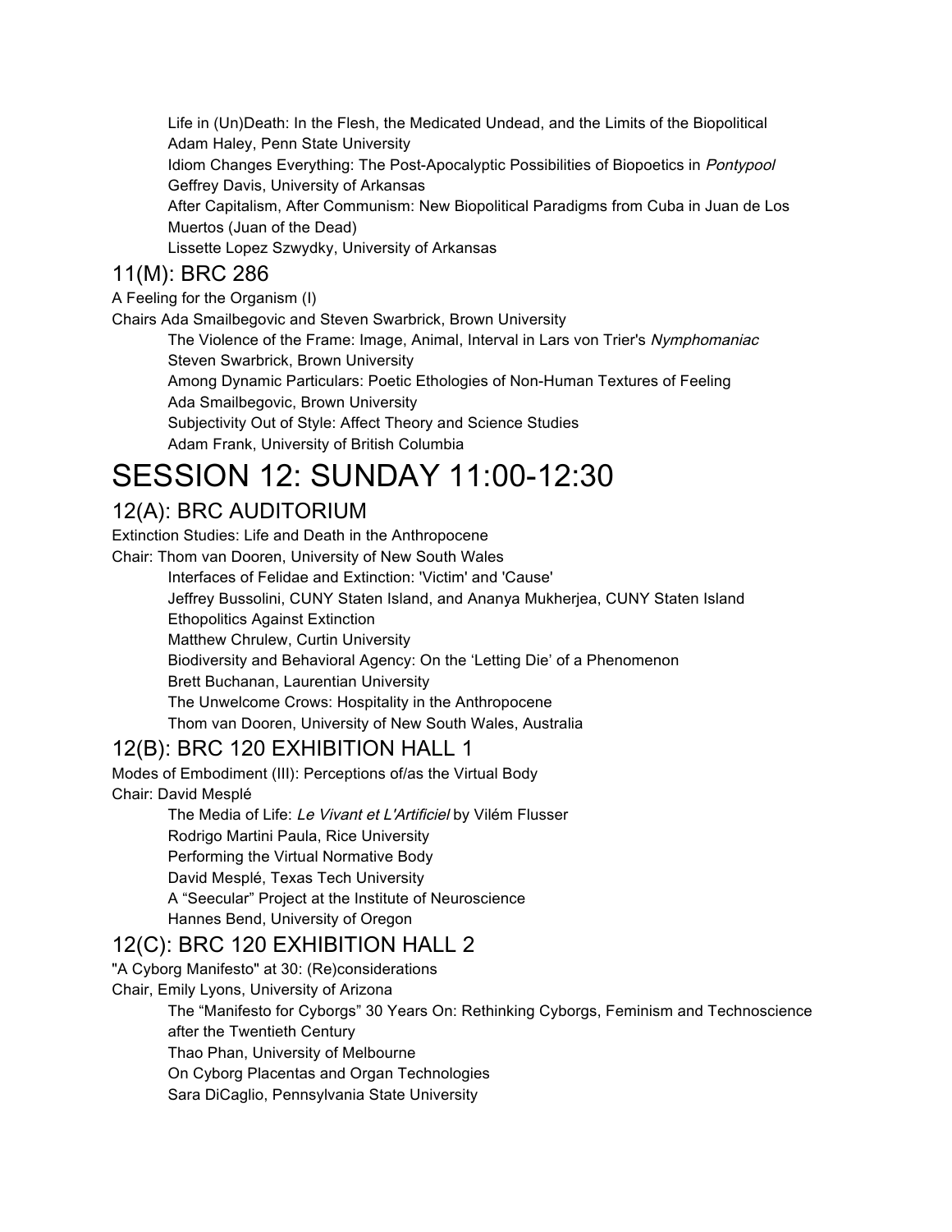Life in (Un)Death: In the Flesh, the Medicated Undead, and the Limits of the Biopolitical
Adam Haley, Penn State University
Idiom Changes Everything: The Post-Apocalyptic Possibilities of Biopoetics in *Pontypool*
Geffrey Davis, University of Arkansas
After Capitalism, After Communism: New Biopolitical Paradigms from Cuba in Juan de Los Muertos (Juan of the Dead)
Lissette Lopez Szwydky, University of Arkansas

## 11(M): BRC 286

A Feeling for the Organism (I)
Chairs Ada Smailbegovic and Steven Swarbrick, Brown University

The Violence of the Frame: Image, Animal, Interval in Lars von Trier's *Nymphomaniac*
Steven Swarbrick, Brown University
Among Dynamic Particulars: Poetic Ethologies of Non-Human Textures of Feeling
Ada Smailbegovic, Brown University
Subjectivity Out of Style: Affect Theory and Science Studies
Adam Frank, University of British Columbia

# SESSION 12: SUNDAY 11:00-12:30

## 12(A): BRC AUDITORIUM

Extinction Studies: Life and Death in the Anthropocene
Chair: Thom van Dooren, University of New South Wales

Interfaces of Felidae and Extinction: 'Victim' and 'Cause'
Jeffrey Bussolini, CUNY Staten Island, and Ananya Mukherjea, CUNY Staten Island
Ethopolitics Against Extinction
Matthew Chrulew, Curtin University
Biodiversity and Behavioral Agency: On the 'Letting Die' of a Phenomenon
Brett Buchanan, Laurentian University
The Unwelcome Crows: Hospitality in the Anthropocene
Thom van Dooren, University of New South Wales, Australia

## 12(B): BRC 120 EXHIBITION HALL 1

Modes of Embodiment (III): Perceptions of/as the Virtual Body
Chair: David Mesplé

The Media of Life: *Le Vivant et L'Artificiel* by Vilém Flusser
Rodrigo Martini Paula, Rice University
Performing the Virtual Normative Body
David Mesplé, Texas Tech University
A "Seecular" Project at the Institute of Neuroscience
Hannes Bend, University of Oregon

## 12(C): BRC 120 EXHIBITION HALL 2

"A Cyborg Manifesto" at 30: (Re)considerations
Chair, Emily Lyons, University of Arizona

The "Manifesto for Cyborgs" 30 Years On: Rethinking Cyborgs, Feminism and Technoscience after the Twentieth Century
Thao Phan, University of Melbourne
On Cyborg Placentas and Organ Technologies
Sara DiCaglio, Pennsylvania State University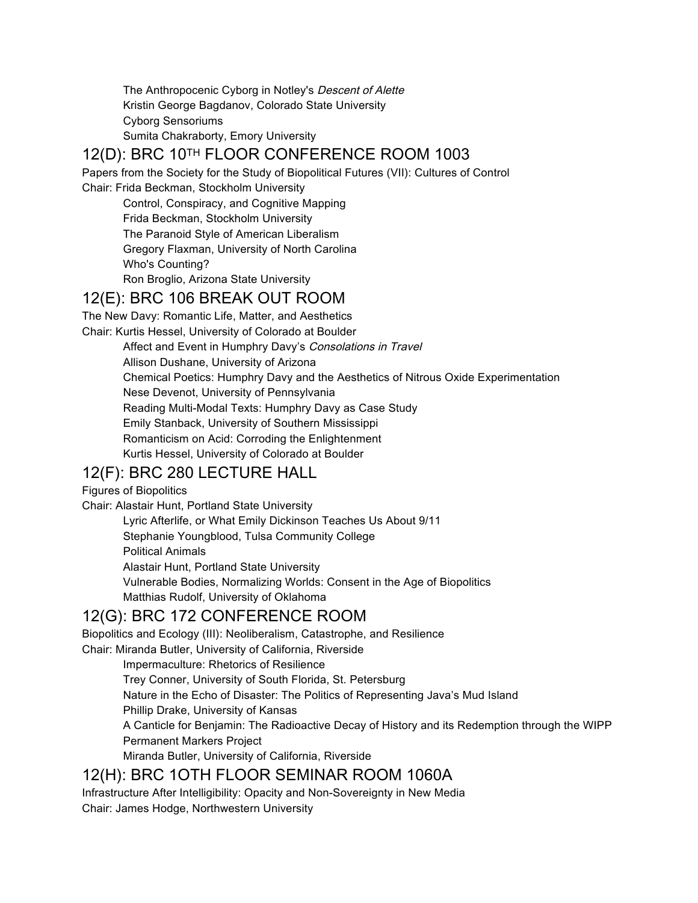The Anthropocenic Cyborg in Notley's *Descent of Alette*
Kristin George Bagdanov, Colorado State University
Cyborg Sensoriums
Sumita Chakraborty, Emory University

## 12(D): BRC 10TH FLOOR CONFERENCE ROOM 1003

Papers from the Society for the Study of Biopolitical Futures (VII): Cultures of Control
Chair: Frida Beckman, Stockholm University

Control, Conspiracy, and Cognitive Mapping
Frida Beckman, Stockholm University
The Paranoid Style of American Liberalism
Gregory Flaxman, University of North Carolina
Who's Counting?
Ron Broglio, Arizona State University

## 12(E): BRC 106 BREAK OUT ROOM

The New Davy: Romantic Life, Matter, and Aesthetics
Chair: Kurtis Hessel, University of Colorado at Boulder

Affect and Event in Humphry Davy's *Consolations in Travel*
Allison Dushane, University of Arizona
Chemical Poetics: Humphry Davy and the Aesthetics of Nitrous Oxide Experimentation
Nese Devenot, University of Pennsylvania
Reading Multi-Modal Texts: Humphry Davy as Case Study
Emily Stanback, University of Southern Mississippi
Romanticism on Acid: Corroding the Enlightenment
Kurtis Hessel, University of Colorado at Boulder

## 12(F): BRC 280 LECTURE HALL

Figures of Biopolitics
Chair: Alastair Hunt, Portland State University

Lyric Afterlife, or What Emily Dickinson Teaches Us About 9/11
Stephanie Youngblood, Tulsa Community College
Political Animals
Alastair Hunt, Portland State University
Vulnerable Bodies, Normalizing Worlds: Consent in the Age of Biopolitics
Matthias Rudolf, University of Oklahoma

## 12(G): BRC 172 CONFERENCE ROOM

Biopolitics and Ecology (III): Neoliberalism, Catastrophe, and Resilience
Chair: Miranda Butler, University of California, Riverside

Impermaculture: Rhetorics of Resilience
Trey Conner, University of South Florida, St. Petersburg
Nature in the Echo of Disaster: The Politics of Representing Java's Mud Island
Phillip Drake, University of Kansas
A Canticle for Benjamin: The Radioactive Decay of History and its Redemption through the WIPP Permanent Markers Project
Miranda Butler, University of California, Riverside

## 12(H): BRC 1OTH FLOOR SEMINAR ROOM 1060A

Infrastructure After Intelligibility: Opacity and Non-Sovereignty in New Media
Chair: James Hodge, Northwestern University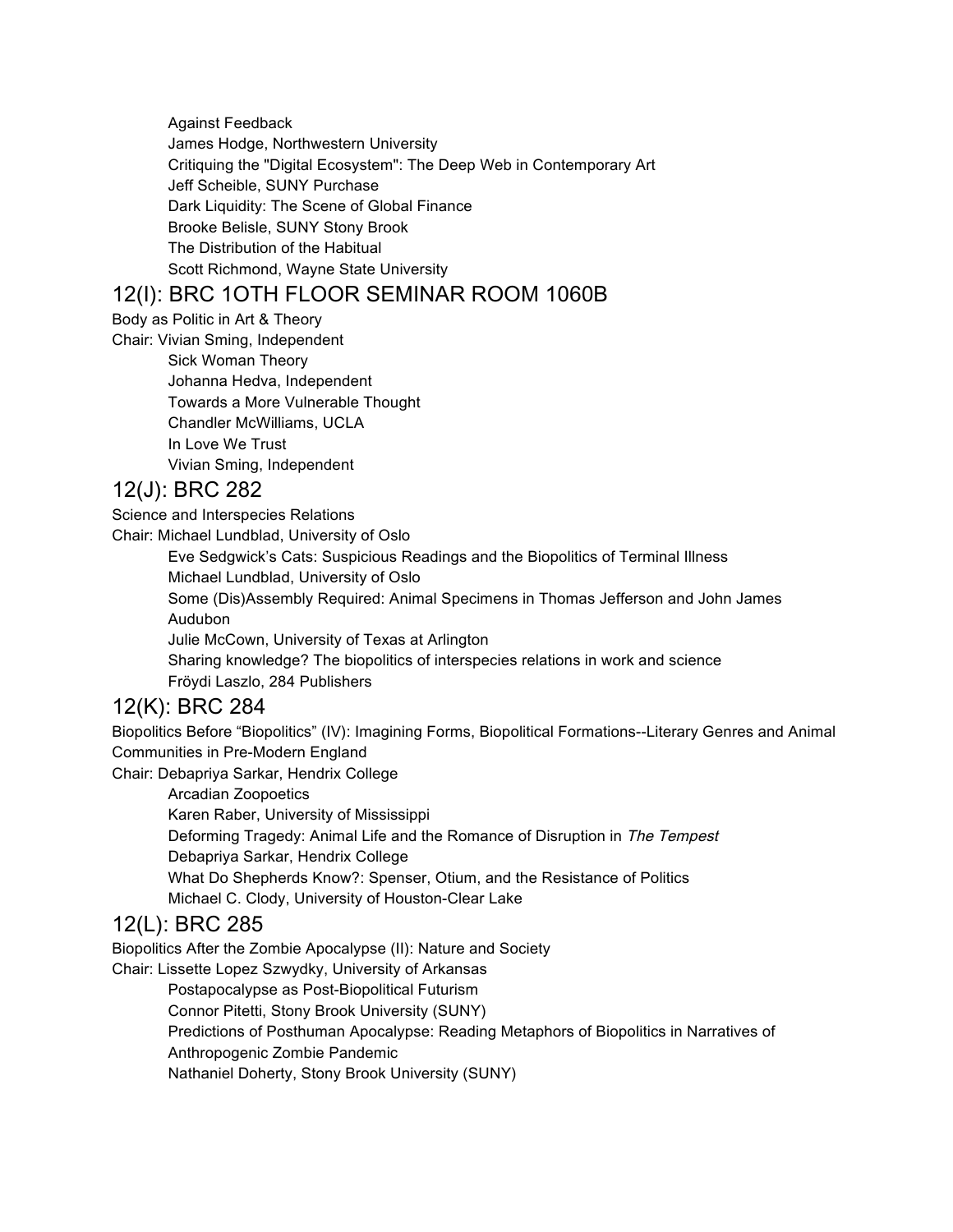Against Feedback
James Hodge, Northwestern University
Critiquing the "Digital Ecosystem": The Deep Web in Contemporary Art
Jeff Scheible, SUNY Purchase
Dark Liquidity: The Scene of Global Finance
Brooke Belisle, SUNY Stony Brook
The Distribution of the Habitual
Scott Richmond, Wayne State University

## 12(I): BRC 1OTH FLOOR SEMINAR ROOM 1060B

Body as Politic in Art & Theory
Chair: Vivian Sming, Independent

Sick Woman Theory
Johanna Hedva, Independent
Towards a More Vulnerable Thought
Chandler McWilliams, UCLA
In Love We Trust
Vivian Sming, Independent

## 12(J): BRC 282

Science and Interspecies Relations
Chair: Michael Lundblad, University of Oslo

Eve Sedgwick's Cats: Suspicious Readings and the Biopolitics of Terminal Illness
Michael Lundblad, University of Oslo
Some (Dis)Assembly Required: Animal Specimens in Thomas Jefferson and John James Audubon
Julie McCown, University of Texas at Arlington
Sharing knowledge? The biopolitics of interspecies relations in work and science
Fröydi Laszlo, 284 Publishers

## 12(K): BRC 284

Biopolitics Before "Biopolitics" (IV): Imagining Forms, Biopolitical Formations--Literary Genres and Animal Communities in Pre-Modern England
Chair: Debapriya Sarkar, Hendrix College

Arcadian Zoopoetics
Karen Raber, University of Mississippi
Deforming Tragedy: Animal Life and the Romance of Disruption in *The Tempest*
Debapriya Sarkar, Hendrix College
What Do Shepherds Know?: Spenser, Otium, and the Resistance of Politics
Michael C. Clody, University of Houston-Clear Lake

## 12(L): BRC 285

Biopolitics After the Zombie Apocalypse (II): Nature and Society
Chair: Lissette Lopez Szwydky, University of Arkansas

Postapocalypse as Post-Biopolitical Futurism
Connor Pitetti, Stony Brook University (SUNY)
Predictions of Posthuman Apocalypse: Reading Metaphors of Biopolitics in Narratives of Anthropogenic Zombie Pandemic
Nathaniel Doherty, Stony Brook University (SUNY)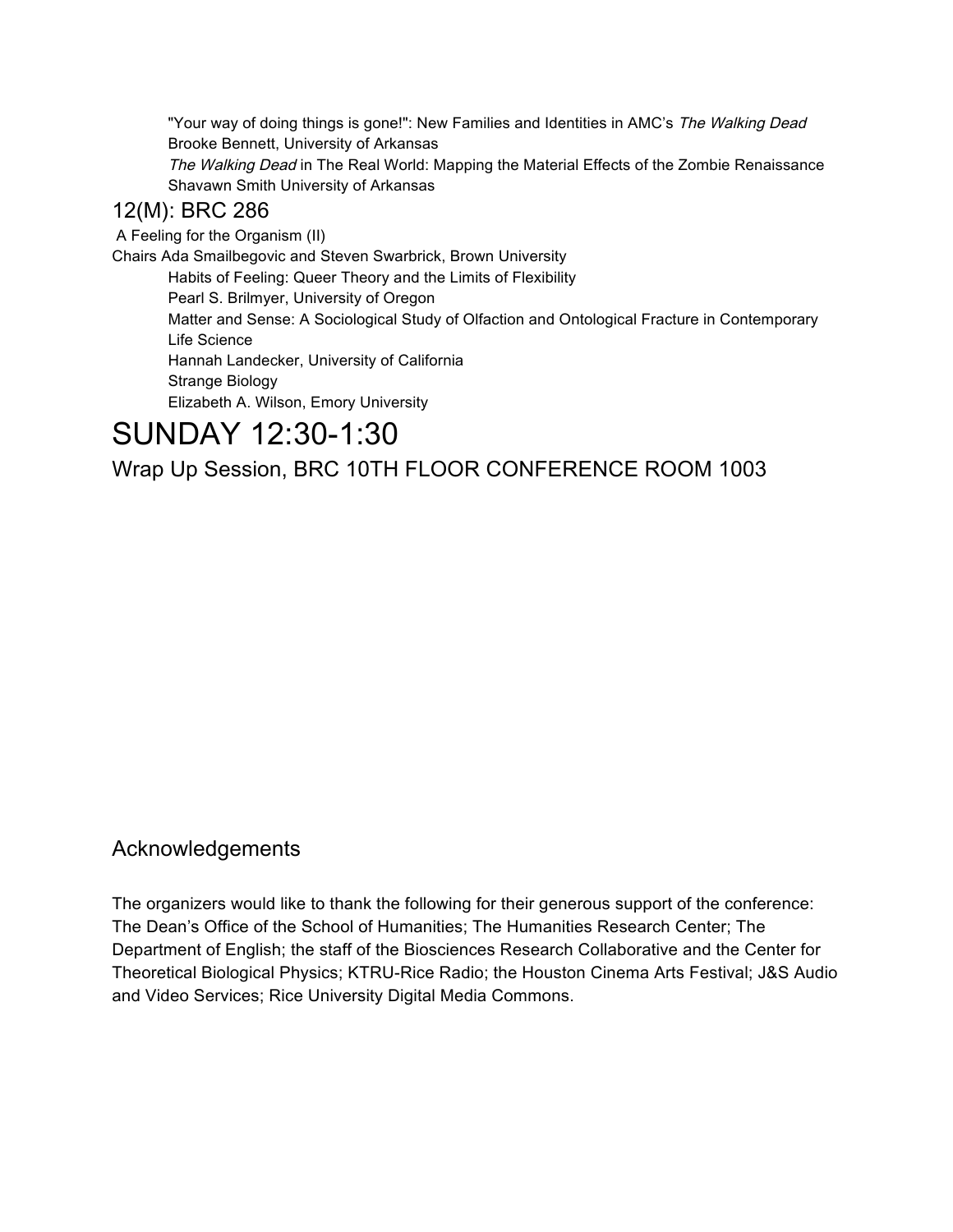"Your way of doing things is gone!": New Families and Identities in AMC's *The Walking Dead*
Brooke Bennett, University of Arkansas
*The Walking Dead* in The Real World: Mapping the Material Effects of the Zombie Renaissance
Shavawn Smith University of Arkansas

## 12(M): BRC 286

A Feeling for the Organism (II)
Chairs Ada Smailbegovic and Steven Swarbrick, Brown University

Habits of Feeling: Queer Theory and the Limits of Flexibility
Pearl S. Brilmyer, University of Oregon
Matter and Sense: A Sociological Study of Olfaction and Ontological Fracture in Contemporary Life Science
Hannah Landecker, University of California
Strange Biology
Elizabeth A. Wilson, Emory University

# SUNDAY 12:30-1:30

## Wrap Up Session, BRC 10TH FLOOR CONFERENCE ROOM 1003

## Acknowledgements

The organizers would like to thank the following for their generous support of the conference: The Dean's Office of the School of Humanities; The Humanities Research Center; The Department of English; the staff of the Biosciences Research Collaborative and the Center for Theoretical Biological Physics; KTRU-Rice Radio; the Houston Cinema Arts Festival; J&S Audio and Video Services; Rice University Digital Media Commons.